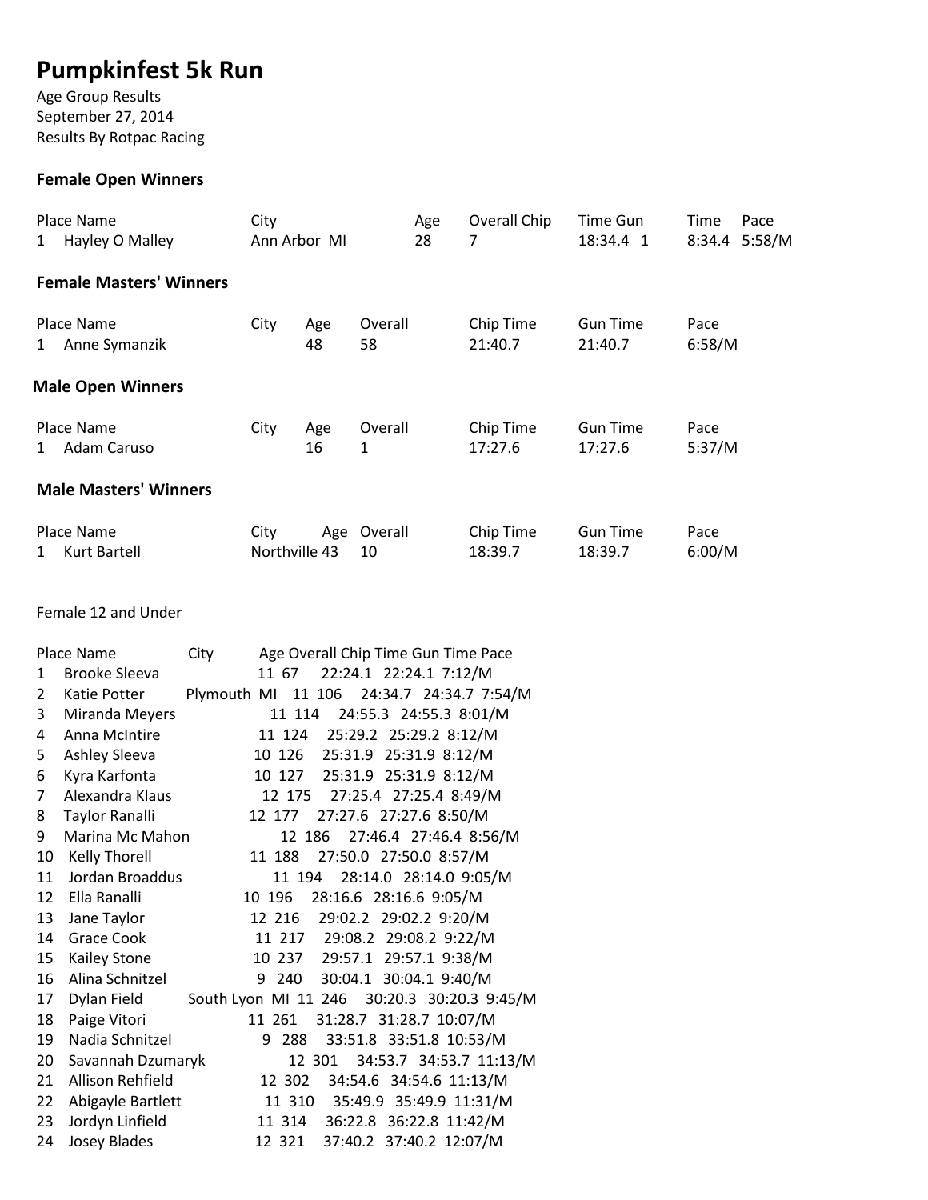# Pumpkinfest 5k Run

Age Group Results
September 27, 2014
Results By Rotpac Racing

### Female Open Winners

| Place | Name | City | Age | Overall Chip | Time Gun | Time | Pace |
|---|---|---|---|---|---|---|---|
| 1 | Hayley O Malley | Ann Arbor MI | 28 | 7 | 18:34.4 1 | 8:34.4 | 5:58/M |

### Female Masters' Winners

| Place | Name | City | Age | Overall | Chip Time | Gun Time | Pace |
|---|---|---|---|---|---|---|---|
| 1 | Anne Symanzik | | 48 | 58 | 21:40.7 | 21:40.7 | 6:58/M |

### Male Open Winners

| Place | Name | City | Age | Overall | Chip Time | Gun Time | Pace |
|---|---|---|---|---|---|---|---|
| 1 | Adam Caruso | | 16 | 1 | 17:27.6 | 17:27.6 | 5:37/M |

### Male Masters' Winners

| Place | Name | City | Age | Overall | Chip Time | Gun Time | Pace |
|---|---|---|---|---|---|---|---|
| 1 | Kurt Bartell | Northville | 43 | 10 | 18:39.7 | 18:39.7 | 6:00/M |

Female 12 and Under

| Place | Name | City | Age | Overall | Chip Time | Gun Time | Pace |
|---|---|---|---|---|---|---|---|
| 1 | Brooke Sleeva | | 11 | 67 | 22:24.1 | 22:24.1 | 7:12/M |
| 2 | Katie Potter | Plymouth MI | 11 | 106 | 24:34.7 | 24:34.7 | 7:54/M |
| 3 | Miranda Meyers | | 11 | 114 | 24:55.3 | 24:55.3 | 8:01/M |
| 4 | Anna McIntire | | 11 | 124 | 25:29.2 | 25:29.2 | 8:12/M |
| 5 | Ashley Sleeva | | 10 | 126 | 25:31.9 | 25:31.9 | 8:12/M |
| 6 | Kyra Karfonta | | 10 | 127 | 25:31.9 | 25:31.9 | 8:12/M |
| 7 | Alexandra Klaus | | 12 | 175 | 27:25.4 | 27:25.4 | 8:49/M |
| 8 | Taylor Ranalli | | 12 | 177 | 27:27.6 | 27:27.6 | 8:50/M |
| 9 | Marina Mc Mahon | | 12 | 186 | 27:46.4 | 27:46.4 | 8:56/M |
| 10 | Kelly Thorell | | 11 | 188 | 27:50.0 | 27:50.0 | 8:57/M |
| 11 | Jordan Broaddus | | 11 | 194 | 28:14.0 | 28:14.0 | 9:05/M |
| 12 | Ella Ranalli | | 10 | 196 | 28:16.6 | 28:16.6 | 9:05/M |
| 13 | Jane Taylor | | 12 | 216 | 29:02.2 | 29:02.2 | 9:20/M |
| 14 | Grace Cook | | 11 | 217 | 29:08.2 | 29:08.2 | 9:22/M |
| 15 | Kailey Stone | | 10 | 237 | 29:57.1 | 29:57.1 | 9:38/M |
| 16 | Alina Schnitzel | | 9 | 240 | 30:04.1 | 30:04.1 | 9:40/M |
| 17 | Dylan Field | South Lyon MI | 11 | 246 | 30:20.3 | 30:20.3 | 9:45/M |
| 18 | Paige Vitori | | 11 | 261 | 31:28.7 | 31:28.7 | 10:07/M |
| 19 | Nadia Schnitzel | | 9 | 288 | 33:51.8 | 33:51.8 | 10:53/M |
| 20 | Savannah Dzumaryk | | 12 | 301 | 34:53.7 | 34:53.7 | 11:13/M |
| 21 | Allison Rehfield | | 12 | 302 | 34:54.6 | 34:54.6 | 11:13/M |
| 22 | Abigayle Bartlett | | 11 | 310 | 35:49.9 | 35:49.9 | 11:31/M |
| 23 | Jordyn Linfield | | 11 | 314 | 36:22.8 | 36:22.8 | 11:42/M |
| 24 | Josey Blades | | 12 | 321 | 37:40.2 | 37:40.2 | 12:07/M |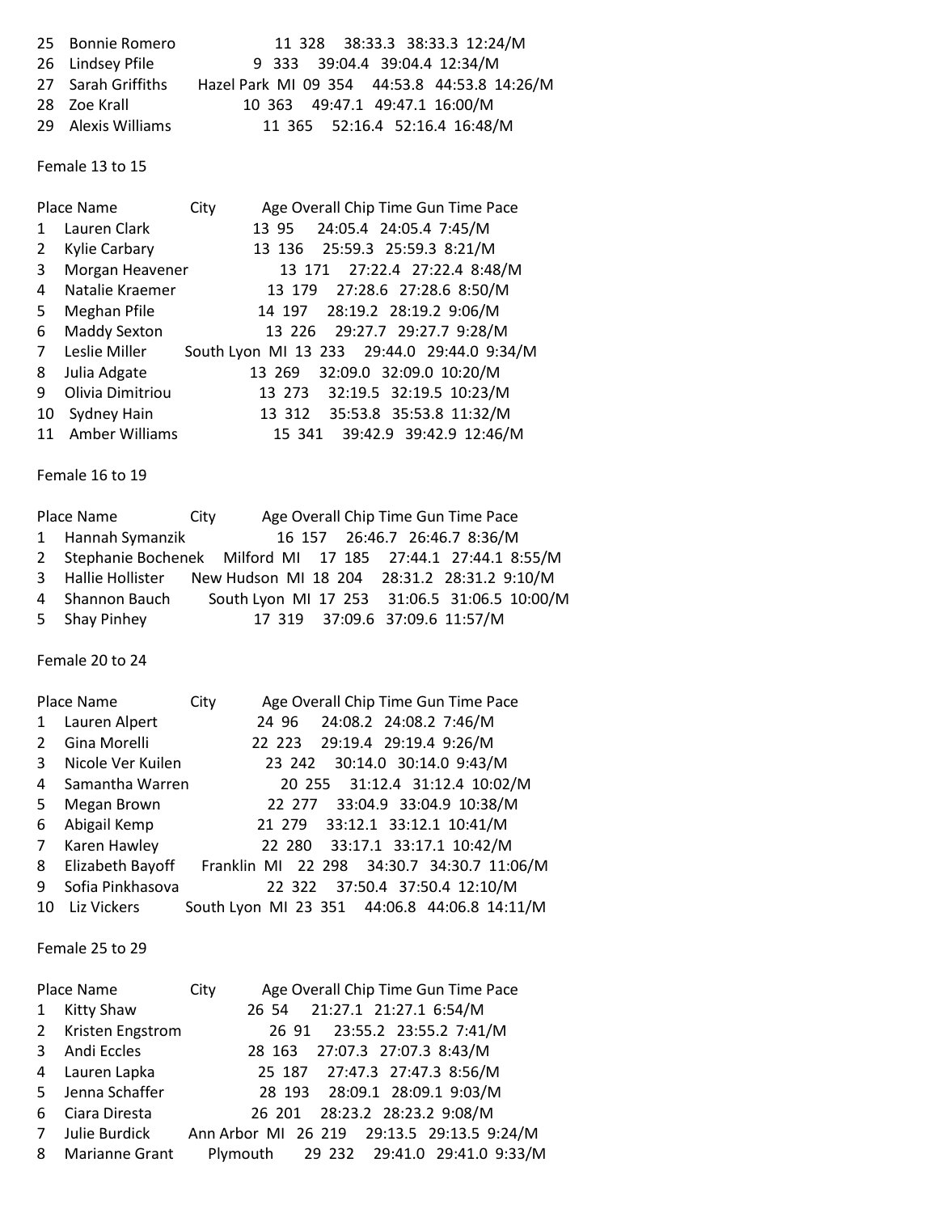| Place | Name | City | Age | Overall | Chip Time | Gun Time | Pace |
|---|---|---|---|---|---|---|---|
| 25 | Bonnie Romero | | 11 | 328 | 38:33.3 | 38:33.3 | 12:24/M |
| 26 | Lindsey Pfile | | 9 | 333 | 39:04.4 | 39:04.4 | 12:34/M |
| 27 | Sarah Griffiths | Hazel Park MI | 09 | 354 | 44:53.8 | 44:53.8 | 14:26/M |
| 28 | Zoe Krall | | 10 | 363 | 49:47.1 | 49:47.1 | 16:00/M |
| 29 | Alexis Williams | | 11 | 365 | 52:16.4 | 52:16.4 | 16:48/M |

Female 13 to 15

| Place | Name | City | Age | Overall | Chip Time | Gun Time | Pace |
|---|---|---|---|---|---|---|---|
| 1 | Lauren Clark | | 13 | 95 | 24:05.4 | 24:05.4 | 7:45/M |
| 2 | Kylie Carbary | | 13 | 136 | 25:59.3 | 25:59.3 | 8:21/M |
| 3 | Morgan Heavener | | 13 | 171 | 27:22.4 | 27:22.4 | 8:48/M |
| 4 | Natalie Kraemer | | 13 | 179 | 27:28.6 | 27:28.6 | 8:50/M |
| 5 | Meghan Pfile | | 14 | 197 | 28:19.2 | 28:19.2 | 9:06/M |
| 6 | Maddy Sexton | | 13 | 226 | 29:27.7 | 29:27.7 | 9:28/M |
| 7 | Leslie Miller | South Lyon MI | 13 | 233 | 29:44.0 | 29:44.0 | 9:34/M |
| 8 | Julia Adgate | | 13 | 269 | 32:09.0 | 32:09.0 | 10:20/M |
| 9 | Olivia Dimitriou | | 13 | 273 | 32:19.5 | 32:19.5 | 10:23/M |
| 10 | Sydney Hain | | 13 | 312 | 35:53.8 | 35:53.8 | 11:32/M |
| 11 | Amber Williams | | 15 | 341 | 39:42.9 | 39:42.9 | 12:46/M |

Female 16 to 19

| Place | Name | City | Age | Overall | Chip Time | Gun Time | Pace |
|---|---|---|---|---|---|---|---|
| 1 | Hannah Symanzik | | 16 | 157 | 26:46.7 | 26:46.7 | 8:36/M |
| 2 | Stephanie Bochenek | Milford MI | 17 | 185 | 27:44.1 | 27:44.1 | 8:55/M |
| 3 | Hallie Hollister | New Hudson MI | 18 | 204 | 28:31.2 | 28:31.2 | 9:10/M |
| 4 | Shannon Bauch | South Lyon MI | 17 | 253 | 31:06.5 | 31:06.5 | 10:00/M |
| 5 | Shay Pinhey | | 17 | 319 | 37:09.6 | 37:09.6 | 11:57/M |

Female 20 to 24

| Place | Name | City | Age | Overall | Chip Time | Gun Time | Pace |
|---|---|---|---|---|---|---|---|
| 1 | Lauren Alpert | | 24 | 96 | 24:08.2 | 24:08.2 | 7:46/M |
| 2 | Gina Morelli | | 22 | 223 | 29:19.4 | 29:19.4 | 9:26/M |
| 3 | Nicole Ver Kuilen | | 23 | 242 | 30:14.0 | 30:14.0 | 9:43/M |
| 4 | Samantha Warren | | 20 | 255 | 31:12.4 | 31:12.4 | 10:02/M |
| 5 | Megan Brown | | 22 | 277 | 33:04.9 | 33:04.9 | 10:38/M |
| 6 | Abigail Kemp | | 21 | 279 | 33:12.1 | 33:12.1 | 10:41/M |
| 7 | Karen Hawley | | 22 | 280 | 33:17.1 | 33:17.1 | 10:42/M |
| 8 | Elizabeth Bayoff | Franklin MI | 22 | 298 | 34:30.7 | 34:30.7 | 11:06/M |
| 9 | Sofia Pinkhasova | | 22 | 322 | 37:50.4 | 37:50.4 | 12:10/M |
| 10 | Liz Vickers | South Lyon MI | 23 | 351 | 44:06.8 | 44:06.8 | 14:11/M |

Female 25 to 29

| Place | Name | City | Age | Overall | Chip Time | Gun Time | Pace |
|---|---|---|---|---|---|---|---|
| 1 | Kitty Shaw | | 26 | 54 | 21:27.1 | 21:27.1 | 6:54/M |
| 2 | Kristen Engstrom | | 26 | 91 | 23:55.2 | 23:55.2 | 7:41/M |
| 3 | Andi Eccles | | 28 | 163 | 27:07.3 | 27:07.3 | 8:43/M |
| 4 | Lauren Lapka | | 25 | 187 | 27:47.3 | 27:47.3 | 8:56/M |
| 5 | Jenna Schaffer | | 28 | 193 | 28:09.1 | 28:09.1 | 9:03/M |
| 6 | Ciara Diresta | | 26 | 201 | 28:23.2 | 28:23.2 | 9:08/M |
| 7 | Julie Burdick | Ann Arbor MI | 26 | 219 | 29:13.5 | 29:13.5 | 9:24/M |
| 8 | Marianne Grant | Plymouth | 29 | 232 | 29:41.0 | 29:41.0 | 9:33/M |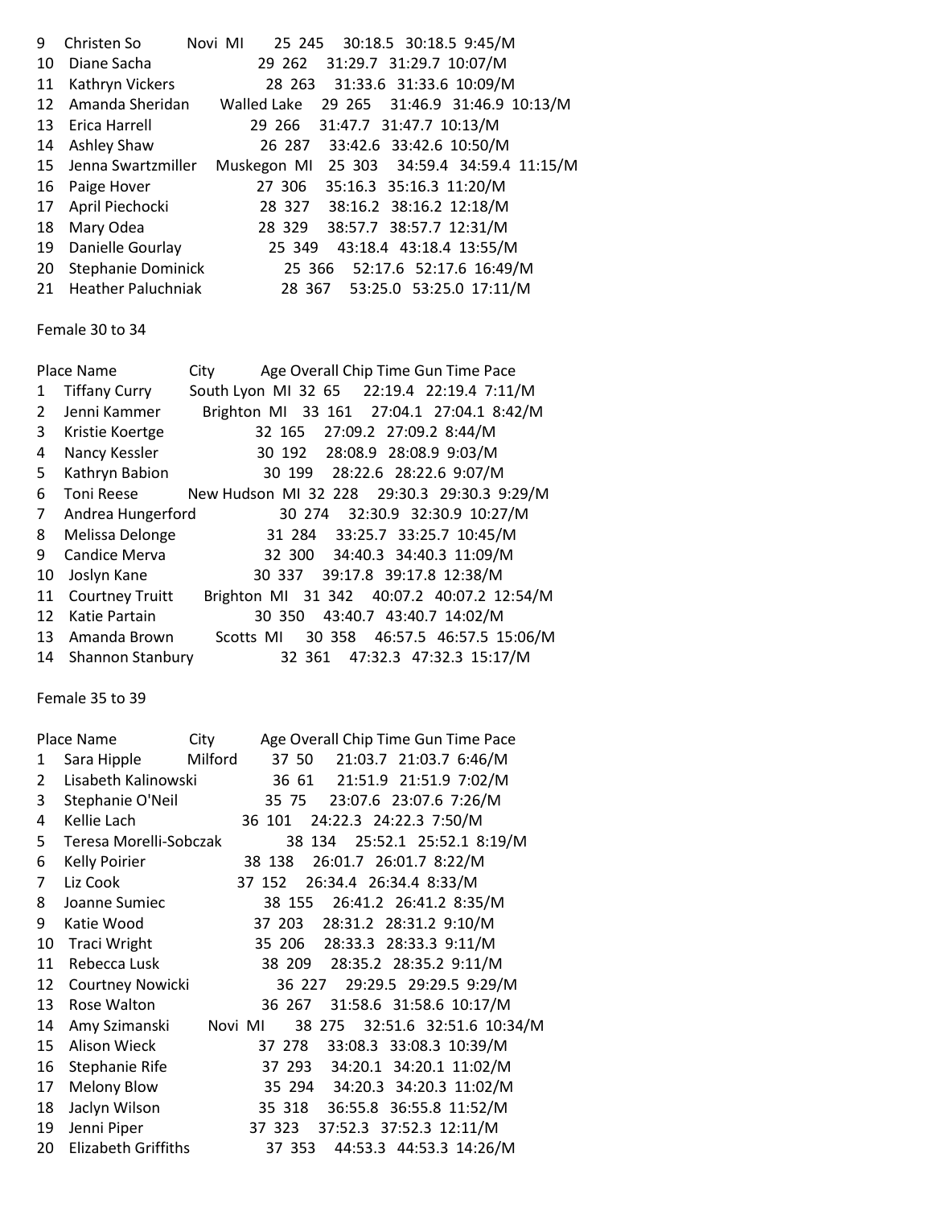| Place | Name | City | Age | Overall | Chip Time | Gun Time | Pace |
|---|---|---|---|---|---|---|---|
| 9 | Christen So | Novi MI | 25 | 245 | 30:18.5 | 30:18.5 | 9:45/M |
| 10 | Diane Sacha | | 29 | 262 | 31:29.7 | 31:29.7 | 10:07/M |
| 11 | Kathryn Vickers | | 28 | 263 | 31:33.6 | 31:33.6 | 10:09/M |
| 12 | Amanda Sheridan | Walled Lake | 29 | 265 | 31:46.9 | 31:46.9 | 10:13/M |
| 13 | Erica Harrell | | 29 | 266 | 31:47.7 | 31:47.7 | 10:13/M |
| 14 | Ashley Shaw | | 26 | 287 | 33:42.6 | 33:42.6 | 10:50/M |
| 15 | Jenna Swartzmiller | Muskegon MI | 25 | 303 | 34:59.4 | 34:59.4 | 11:15/M |
| 16 | Paige Hover | | 27 | 306 | 35:16.3 | 35:16.3 | 11:20/M |
| 17 | April Piechocki | | 28 | 327 | 38:16.2 | 38:16.2 | 12:18/M |
| 18 | Mary Odea | | 28 | 329 | 38:57.7 | 38:57.7 | 12:31/M |
| 19 | Danielle Gourlay | | 25 | 349 | 43:18.4 | 43:18.4 | 13:55/M |
| 20 | Stephanie Dominick | | 25 | 366 | 52:17.6 | 52:17.6 | 16:49/M |
| 21 | Heather Paluchniak | | 28 | 367 | 53:25.0 | 53:25.0 | 17:11/M |

Female 30 to 34

| Place | Name | City | Age | Overall | Chip Time | Gun Time | Pace |
|---|---|---|---|---|---|---|---|
| 1 | Tiffany Curry | South Lyon MI | 32 | 65 | 22:19.4 | 22:19.4 | 7:11/M |
| 2 | Jenni Kammer | Brighton MI | 33 | 161 | 27:04.1 | 27:04.1 | 8:42/M |
| 3 | Kristie Koertge | | 32 | 165 | 27:09.2 | 27:09.2 | 8:44/M |
| 4 | Nancy Kessler | | 30 | 192 | 28:08.9 | 28:08.9 | 9:03/M |
| 5 | Kathryn Babion | | 30 | 199 | 28:22.6 | 28:22.6 | 9:07/M |
| 6 | Toni Reese | New Hudson MI | 32 | 228 | 29:30.3 | 29:30.3 | 9:29/M |
| 7 | Andrea Hungerford | | 30 | 274 | 32:30.9 | 32:30.9 | 10:27/M |
| 8 | Melissa Delonge | | 31 | 284 | 33:25.7 | 33:25.7 | 10:45/M |
| 9 | Candice Merva | | 32 | 300 | 34:40.3 | 34:40.3 | 11:09/M |
| 10 | Joslyn Kane | | 30 | 337 | 39:17.8 | 39:17.8 | 12:38/M |
| 11 | Courtney Truitt | Brighton MI | 31 | 342 | 40:07.2 | 40:07.2 | 12:54/M |
| 12 | Katie Partain | | 30 | 350 | 43:40.7 | 43:40.7 | 14:02/M |
| 13 | Amanda Brown | Scotts MI | 30 | 358 | 46:57.5 | 46:57.5 | 15:06/M |
| 14 | Shannon Stanbury | | 32 | 361 | 47:32.3 | 47:32.3 | 15:17/M |

Female 35 to 39

| Place | Name | City | Age | Overall | Chip Time | Gun Time | Pace |
|---|---|---|---|---|---|---|---|
| 1 | Sara Hipple | Milford | 37 | 50 | 21:03.7 | 21:03.7 | 6:46/M |
| 2 | Lisabeth Kalinowski | | 36 | 61 | 21:51.9 | 21:51.9 | 7:02/M |
| 3 | Stephanie O'Neil | | 35 | 75 | 23:07.6 | 23:07.6 | 7:26/M |
| 4 | Kellie Lach | | 36 | 101 | 24:22.3 | 24:22.3 | 7:50/M |
| 5 | Teresa Morelli-Sobczak | | 38 | 134 | 25:52.1 | 25:52.1 | 8:19/M |
| 6 | Kelly Poirier | | 38 | 138 | 26:01.7 | 26:01.7 | 8:22/M |
| 7 | Liz Cook | | 37 | 152 | 26:34.4 | 26:34.4 | 8:33/M |
| 8 | Joanne Sumiec | | 38 | 155 | 26:41.2 | 26:41.2 | 8:35/M |
| 9 | Katie Wood | | 37 | 203 | 28:31.2 | 28:31.2 | 9:10/M |
| 10 | Traci Wright | | 35 | 206 | 28:33.3 | 28:33.3 | 9:11/M |
| 11 | Rebecca Lusk | | 38 | 209 | 28:35.2 | 28:35.2 | 9:11/M |
| 12 | Courtney Nowicki | | 36 | 227 | 29:29.5 | 29:29.5 | 9:29/M |
| 13 | Rose Walton | | 36 | 267 | 31:58.6 | 31:58.6 | 10:17/M |
| 14 | Amy Szimanski | Novi MI | 38 | 275 | 32:51.6 | 32:51.6 | 10:34/M |
| 15 | Alison Wieck | | 37 | 278 | 33:08.3 | 33:08.3 | 10:39/M |
| 16 | Stephanie Rife | | 37 | 293 | 34:20.1 | 34:20.1 | 11:02/M |
| 17 | Melony Blow | | 35 | 294 | 34:20.3 | 34:20.3 | 11:02/M |
| 18 | Jaclyn Wilson | | 35 | 318 | 36:55.8 | 36:55.8 | 11:52/M |
| 19 | Jenni Piper | | 37 | 323 | 37:52.3 | 37:52.3 | 12:11/M |
| 20 | Elizabeth Griffiths | | 37 | 353 | 44:53.3 | 44:53.3 | 14:26/M |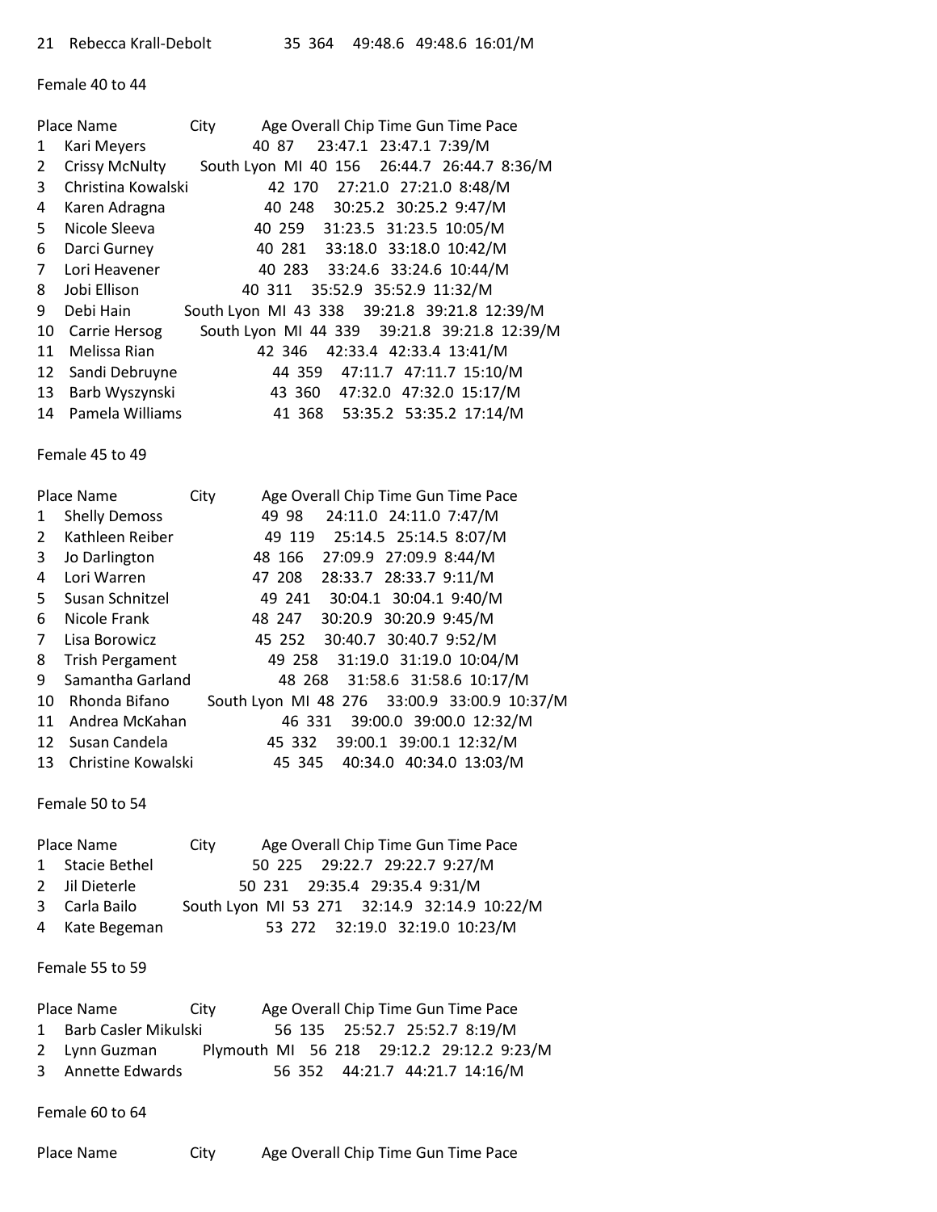| 21 | Rebecca Krall-Debolt | | 35 | 364 | 49:48.6 | 49:48.6 | 16:01/M |
|---|---|---|---|---|---|---|---|

Female 40 to 44

| Place | Name | City | Age | Overall | Chip Time | Gun Time | Pace |
|---|---|---|---|---|---|---|---|
| 1 | Kari Meyers | | 40 | 87 | 23:47.1 | 23:47.1 | 7:39/M |
| 2 | Crissy McNulty | South Lyon MI | 40 | 156 | 26:44.7 | 26:44.7 | 8:36/M |
| 3 | Christina Kowalski | | 42 | 170 | 27:21.0 | 27:21.0 | 8:48/M |
| 4 | Karen Adragna | | 40 | 248 | 30:25.2 | 30:25.2 | 9:47/M |
| 5 | Nicole Sleeva | | 40 | 259 | 31:23.5 | 31:23.5 | 10:05/M |
| 6 | Darci Gurney | | 40 | 281 | 33:18.0 | 33:18.0 | 10:42/M |
| 7 | Lori Heavener | | 40 | 283 | 33:24.6 | 33:24.6 | 10:44/M |
| 8 | Jobi Ellison | | 40 | 311 | 35:52.9 | 35:52.9 | 11:32/M |
| 9 | Debi Hain | South Lyon MI | 43 | 338 | 39:21.8 | 39:21.8 | 12:39/M |
| 10 | Carrie Hersog | South Lyon MI | 44 | 339 | 39:21.8 | 39:21.8 | 12:39/M |
| 11 | Melissa Rian | | 42 | 346 | 42:33.4 | 42:33.4 | 13:41/M |
| 12 | Sandi Debruyne | | 44 | 359 | 47:11.7 | 47:11.7 | 15:10/M |
| 13 | Barb Wyszynski | | 43 | 360 | 47:32.0 | 47:32.0 | 15:17/M |
| 14 | Pamela Williams | | 41 | 368 | 53:35.2 | 53:35.2 | 17:14/M |

Female 45 to 49

| Place | Name | City | Age | Overall | Chip Time | Gun Time | Pace |
|---|---|---|---|---|---|---|---|
| 1 | Shelly Demoss | | 49 | 98 | 24:11.0 | 24:11.0 | 7:47/M |
| 2 | Kathleen Reiber | | 49 | 119 | 25:14.5 | 25:14.5 | 8:07/M |
| 3 | Jo Darlington | | 48 | 166 | 27:09.9 | 27:09.9 | 8:44/M |
| 4 | Lori Warren | | 47 | 208 | 28:33.7 | 28:33.7 | 9:11/M |
| 5 | Susan Schnitzel | | 49 | 241 | 30:04.1 | 30:04.1 | 9:40/M |
| 6 | Nicole Frank | | 48 | 247 | 30:20.9 | 30:20.9 | 9:45/M |
| 7 | Lisa Borowicz | | 45 | 252 | 30:40.7 | 30:40.7 | 9:52/M |
| 8 | Trish Pergament | | 49 | 258 | 31:19.0 | 31:19.0 | 10:04/M |
| 9 | Samantha Garland | | 48 | 268 | 31:58.6 | 31:58.6 | 10:17/M |
| 10 | Rhonda Bifano | South Lyon MI | 48 | 276 | 33:00.9 | 33:00.9 | 10:37/M |
| 11 | Andrea McKahan | | 46 | 331 | 39:00.0 | 39:00.0 | 12:32/M |
| 12 | Susan Candela | | 45 | 332 | 39:00.1 | 39:00.1 | 12:32/M |
| 13 | Christine Kowalski | | 45 | 345 | 40:34.0 | 40:34.0 | 13:03/M |

Female 50 to 54

| Place | Name | City | Age | Overall | Chip Time | Gun Time | Pace |
|---|---|---|---|---|---|---|---|
| 1 | Stacie Bethel | | 50 | 225 | 29:22.7 | 29:22.7 | 9:27/M |
| 2 | Jil Dieterle | | 50 | 231 | 29:35.4 | 29:35.4 | 9:31/M |
| 3 | Carla Bailo | South Lyon MI | 53 | 271 | 32:14.9 | 32:14.9 | 10:22/M |
| 4 | Kate Begeman | | 53 | 272 | 32:19.0 | 32:19.0 | 10:23/M |

Female 55 to 59

| Place | Name | City | Age | Overall | Chip Time | Gun Time | Pace |
|---|---|---|---|---|---|---|---|
| 1 | Barb Casler Mikulski | | 56 | 135 | 25:52.7 | 25:52.7 | 8:19/M |
| 2 | Lynn Guzman | Plymouth MI | 56 | 218 | 29:12.2 | 29:12.2 | 9:23/M |
| 3 | Annette Edwards | | 56 | 352 | 44:21.7 | 44:21.7 | 14:16/M |

Female 60 to 64

| Place | Name | City | Age | Overall | Chip Time | Gun Time | Pace |
|---|---|---|---|---|---|---|---|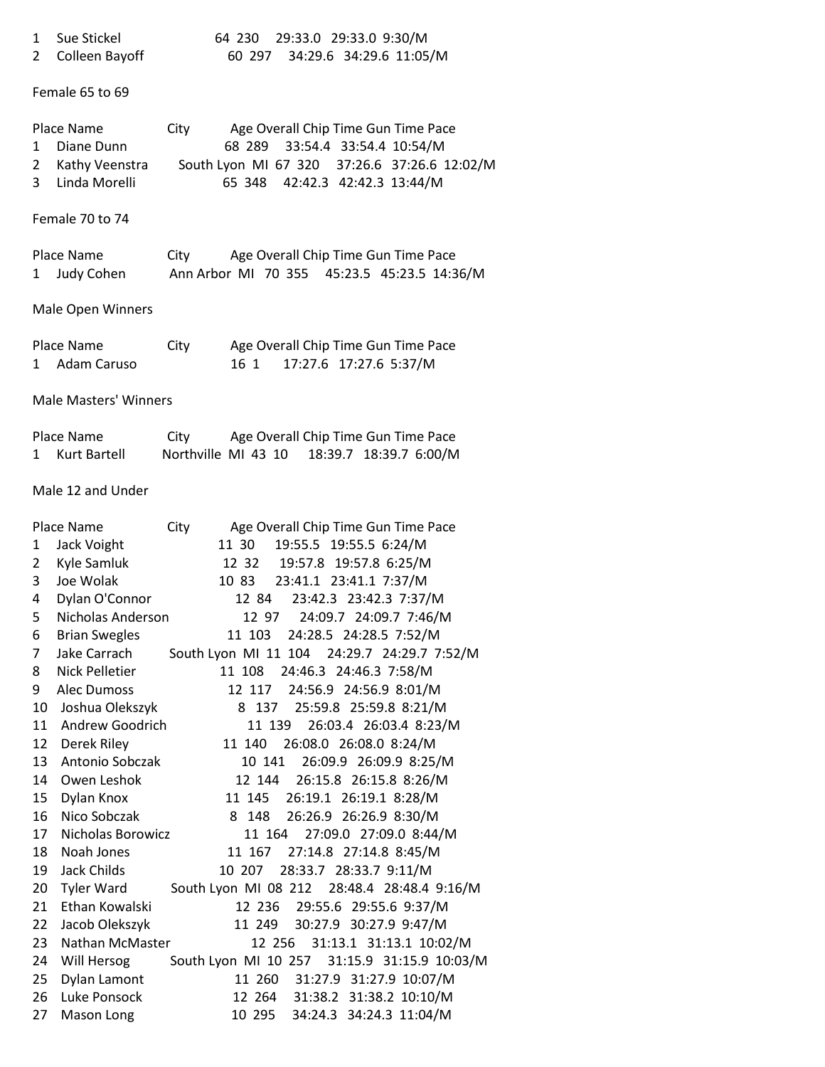| Place | Name | City | Age | Overall | Chip Time | Gun Time | Pace |
|---|---|---|---|---|---|---|---|
| 1 | Sue Stickel | | 64 | 230 | 29:33.0 | 29:33.0 | 9:30/M |
| 2 | Colleen Bayoff | | 60 | 297 | 34:29.6 | 34:29.6 | 11:05/M |

Female 65 to 69

| Place | Name | City | Age | Overall | Chip Time | Gun Time | Pace |
|---|---|---|---|---|---|---|---|
| 1 | Diane Dunn | | 68 | 289 | 33:54.4 | 33:54.4 | 10:54/M |
| 2 | Kathy Veenstra | South Lyon MI | 67 | 320 | 37:26.6 | 37:26.6 | 12:02/M |
| 3 | Linda Morelli | | 65 | 348 | 42:42.3 | 42:42.3 | 13:44/M |

Female 70 to 74

| Place | Name | City | Age | Overall | Chip Time | Gun Time | Pace |
|---|---|---|---|---|---|---|---|
| 1 | Judy Cohen | Ann Arbor MI | 70 | 355 | 45:23.5 | 45:23.5 | 14:36/M |

Male Open Winners

| Place | Name | City | Age | Overall | Chip Time | Gun Time | Pace |
|---|---|---|---|---|---|---|---|
| 1 | Adam Caruso | | 16 | 1 | 17:27.6 | 17:27.6 | 5:37/M |

Male Masters' Winners

| Place | Name | City | Age | Overall | Chip Time | Gun Time | Pace |
|---|---|---|---|---|---|---|---|
| 1 | Kurt Bartell | Northville MI | 43 | 10 | 18:39.7 | 18:39.7 | 6:00/M |

Male 12 and Under

| Place | Name | City | Age | Overall | Chip Time | Gun Time | Pace |
|---|---|---|---|---|---|---|---|
| 1 | Jack Voight | | 11 | 30 | 19:55.5 | 19:55.5 | 6:24/M |
| 2 | Kyle Samluk | | 12 | 32 | 19:57.8 | 19:57.8 | 6:25/M |
| 3 | Joe Wolak | | 10 | 83 | 23:41.1 | 23:41.1 | 7:37/M |
| 4 | Dylan O'Connor | | 12 | 84 | 23:42.3 | 23:42.3 | 7:37/M |
| 5 | Nicholas Anderson | | 12 | 97 | 24:09.7 | 24:09.7 | 7:46/M |
| 6 | Brian Swegles | | 11 | 103 | 24:28.5 | 24:28.5 | 7:52/M |
| 7 | Jake Carrach | South Lyon MI | 11 | 104 | 24:29.7 | 24:29.7 | 7:52/M |
| 8 | Nick Pelletier | | 11 | 108 | 24:46.3 | 24:46.3 | 7:58/M |
| 9 | Alec Dumoss | | 12 | 117 | 24:56.9 | 24:56.9 | 8:01/M |
| 10 | Joshua Olekszyk | | 8 | 137 | 25:59.8 | 25:59.8 | 8:21/M |
| 11 | Andrew Goodrich | | 11 | 139 | 26:03.4 | 26:03.4 | 8:23/M |
| 12 | Derek Riley | | 11 | 140 | 26:08.0 | 26:08.0 | 8:24/M |
| 13 | Antonio Sobczak | | 10 | 141 | 26:09.9 | 26:09.9 | 8:25/M |
| 14 | Owen Leshok | | 12 | 144 | 26:15.8 | 26:15.8 | 8:26/M |
| 15 | Dylan Knox | | 11 | 145 | 26:19.1 | 26:19.1 | 8:28/M |
| 16 | Nico Sobczak | | 8 | 148 | 26:26.9 | 26:26.9 | 8:30/M |
| 17 | Nicholas Borowicz | | 11 | 164 | 27:09.0 | 27:09.0 | 8:44/M |
| 18 | Noah Jones | | 11 | 167 | 27:14.8 | 27:14.8 | 8:45/M |
| 19 | Jack Childs | | 10 | 207 | 28:33.7 | 28:33.7 | 9:11/M |
| 20 | Tyler Ward | South Lyon MI | 08 | 212 | 28:48.4 | 28:48.4 | 9:16/M |
| 21 | Ethan Kowalski | | 12 | 236 | 29:55.6 | 29:55.6 | 9:37/M |
| 22 | Jacob Olekszyk | | 11 | 249 | 30:27.9 | 30:27.9 | 9:47/M |
| 23 | Nathan McMaster | | 12 | 256 | 31:13.1 | 31:13.1 | 10:02/M |
| 24 | Will Hersog | South Lyon MI | 10 | 257 | 31:15.9 | 31:15.9 | 10:03/M |
| 25 | Dylan Lamont | | 11 | 260 | 31:27.9 | 31:27.9 | 10:07/M |
| 26 | Luke Ponsock | | 12 | 264 | 31:38.2 | 31:38.2 | 10:10/M |
| 27 | Mason Long | | 10 | 295 | 34:24.3 | 34:24.3 | 11:04/M |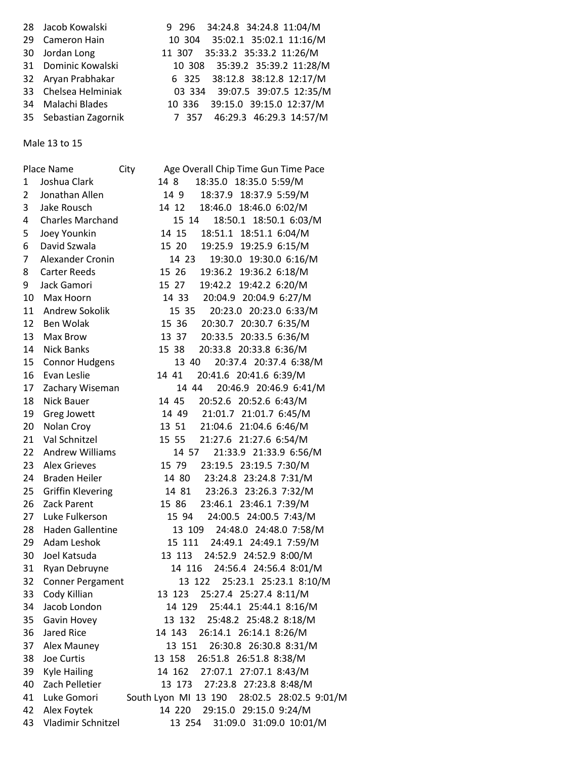| Place | Name | City | Age | Overall | Chip Time | Gun Time | Pace |
|---|---|---|---|---|---|---|---|
| 28 | Jacob Kowalski | | 9 | 296 | 34:24.8 | 34:24.8 | 11:04/M |
| 29 | Cameron Hain | | 10 | 304 | 35:02.1 | 35:02.1 | 11:16/M |
| 30 | Jordan Long | | 11 | 307 | 35:33.2 | 35:33.2 | 11:26/M |
| 31 | Dominic Kowalski | | 10 | 308 | 35:39.2 | 35:39.2 | 11:28/M |
| 32 | Aryan Prabhakar | | 6 | 325 | 38:12.8 | 38:12.8 | 12:17/M |
| 33 | Chelsea Helminiak | | 03 | 334 | 39:07.5 | 39:07.5 | 12:35/M |
| 34 | Malachi Blades | | 10 | 336 | 39:15.0 | 39:15.0 | 12:37/M |
| 35 | Sebastian Zagornik | | 7 | 357 | 46:29.3 | 46:29.3 | 14:57/M |

Male 13 to 15

| Place | Name | City | Age | Overall | Chip Time | Gun Time | Pace |
|---|---|---|---|---|---|---|---|
| 1 | Joshua Clark | | 14 | 8 | 18:35.0 | 18:35.0 | 5:59/M |
| 2 | Jonathan Allen | | 14 | 9 | 18:37.9 | 18:37.9 | 5:59/M |
| 3 | Jake Rousch | | 14 | 12 | 18:46.0 | 18:46.0 | 6:02/M |
| 4 | Charles Marchand | | 15 | 14 | 18:50.1 | 18:50.1 | 6:03/M |
| 5 | Joey Younkin | | 14 | 15 | 18:51.1 | 18:51.1 | 6:04/M |
| 6 | David Szwala | | 15 | 20 | 19:25.9 | 19:25.9 | 6:15/M |
| 7 | Alexander Cronin | | 14 | 23 | 19:30.0 | 19:30.0 | 6:16/M |
| 8 | Carter Reeds | | 15 | 26 | 19:36.2 | 19:36.2 | 6:18/M |
| 9 | Jack Gamori | | 15 | 27 | 19:42.2 | 19:42.2 | 6:20/M |
| 10 | Max Hoorn | | 14 | 33 | 20:04.9 | 20:04.9 | 6:27/M |
| 11 | Andrew Sokolik | | 15 | 35 | 20:23.0 | 20:23.0 | 6:33/M |
| 12 | Ben Wolak | | 15 | 36 | 20:30.7 | 20:30.7 | 6:35/M |
| 13 | Max Brow | | 13 | 37 | 20:33.5 | 20:33.5 | 6:36/M |
| 14 | Nick Banks | | 15 | 38 | 20:33.8 | 20:33.8 | 6:36/M |
| 15 | Connor Hudgens | | 13 | 40 | 20:37.4 | 20:37.4 | 6:38/M |
| 16 | Evan Leslie | | 14 | 41 | 20:41.6 | 20:41.6 | 6:39/M |
| 17 | Zachary Wiseman | | 14 | 44 | 20:46.9 | 20:46.9 | 6:41/M |
| 18 | Nick Bauer | | 14 | 45 | 20:52.6 | 20:52.6 | 6:43/M |
| 19 | Greg Jowett | | 14 | 49 | 21:01.7 | 21:01.7 | 6:45/M |
| 20 | Nolan Croy | | 13 | 51 | 21:04.6 | 21:04.6 | 6:46/M |
| 21 | Val Schnitzel | | 15 | 55 | 21:27.6 | 21:27.6 | 6:54/M |
| 22 | Andrew Williams | | 14 | 57 | 21:33.9 | 21:33.9 | 6:56/M |
| 23 | Alex Grieves | | 15 | 79 | 23:19.5 | 23:19.5 | 7:30/M |
| 24 | Braden Heiler | | 14 | 80 | 23:24.8 | 23:24.8 | 7:31/M |
| 25 | Griffin Klevering | | 14 | 81 | 23:26.3 | 23:26.3 | 7:32/M |
| 26 | Zack Parent | | 15 | 86 | 23:46.1 | 23:46.1 | 7:39/M |
| 27 | Luke Fulkerson | | 15 | 94 | 24:00.5 | 24:00.5 | 7:43/M |
| 28 | Haden Gallentine | | 13 | 109 | 24:48.0 | 24:48.0 | 7:58/M |
| 29 | Adam Leshok | | 15 | 111 | 24:49.1 | 24:49.1 | 7:59/M |
| 30 | Joel Katsuda | | 13 | 113 | 24:52.9 | 24:52.9 | 8:00/M |
| 31 | Ryan Debruyne | | 14 | 116 | 24:56.4 | 24:56.4 | 8:01/M |
| 32 | Conner Pergament | | 13 | 122 | 25:23.1 | 25:23.1 | 8:10/M |
| 33 | Cody Killian | | 13 | 123 | 25:27.4 | 25:27.4 | 8:11/M |
| 34 | Jacob London | | 14 | 129 | 25:44.1 | 25:44.1 | 8:16/M |
| 35 | Gavin Hovey | | 13 | 132 | 25:48.2 | 25:48.2 | 8:18/M |
| 36 | Jared Rice | | 14 | 143 | 26:14.1 | 26:14.1 | 8:26/M |
| 37 | Alex Mauney | | 13 | 151 | 26:30.8 | 26:30.8 | 8:31/M |
| 38 | Joe Curtis | | 13 | 158 | 26:51.8 | 26:51.8 | 8:38/M |
| 39 | Kyle Hailing | | 14 | 162 | 27:07.1 | 27:07.1 | 8:43/M |
| 40 | Zach Pelletier | | 13 | 173 | 27:23.8 | 27:23.8 | 8:48/M |
| 41 | Luke Gomori | South Lyon MI | 13 | 190 | 28:02.5 | 28:02.5 | 9:01/M |
| 42 | Alex Foytek | | 14 | 220 | 29:15.0 | 29:15.0 | 9:24/M |
| 43 | Vladimir Schnitzel | | 13 | 254 | 31:09.0 | 31:09.0 | 10:01/M |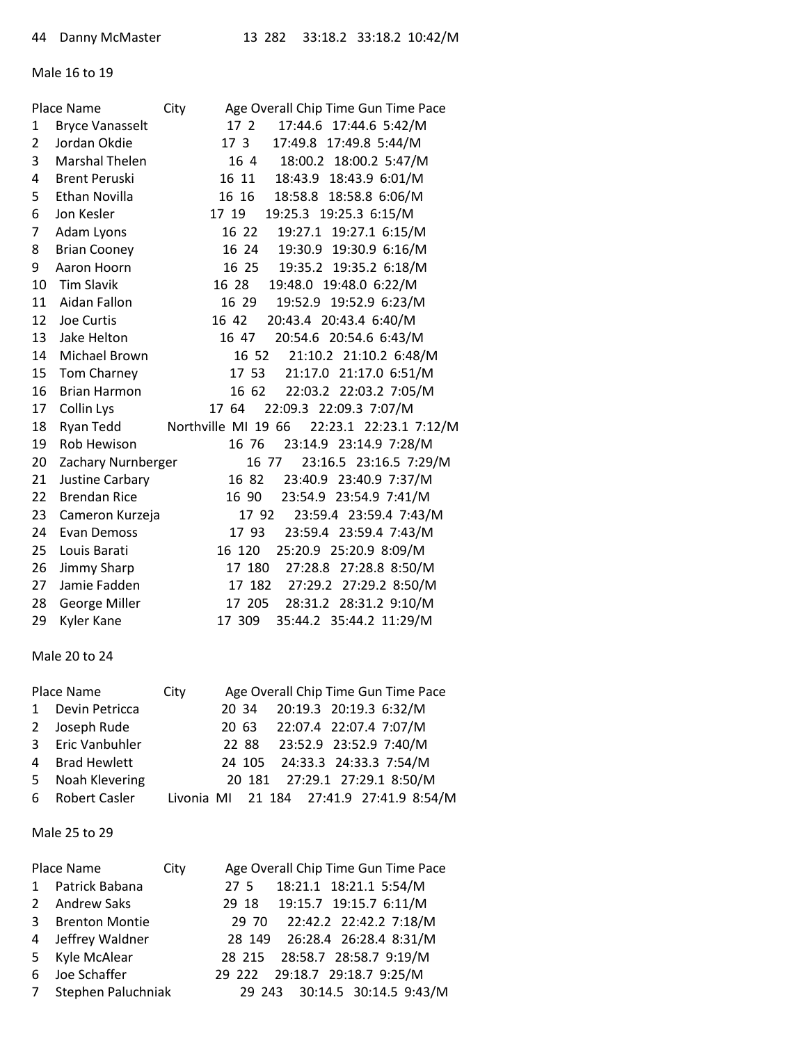| 44 | Danny McMaster | | 13 | 282 | 33:18.2 | 33:18.2 | 10:42/M |
|---|---|---|---|---|---|---|---|

Male 16 to 19

| Place | Name | City | Age | Overall | Chip Time | Gun Time | Pace |
|---|---|---|---|---|---|---|---|
| 1 | Bryce Vanasselt | | 17 | 2 | 17:44.6 | 17:44.6 | 5:42/M |
| 2 | Jordan Okdie | | 17 | 3 | 17:49.8 | 17:49.8 | 5:44/M |
| 3 | Marshal Thelen | | 16 | 4 | 18:00.2 | 18:00.2 | 5:47/M |
| 4 | Brent Peruski | | 16 | 11 | 18:43.9 | 18:43.9 | 6:01/M |
| 5 | Ethan Novilla | | 16 | 16 | 18:58.8 | 18:58.8 | 6:06/M |
| 6 | Jon Kesler | | 17 | 19 | 19:25.3 | 19:25.3 | 6:15/M |
| 7 | Adam Lyons | | 16 | 22 | 19:27.1 | 19:27.1 | 6:15/M |
| 8 | Brian Cooney | | 16 | 24 | 19:30.9 | 19:30.9 | 6:16/M |
| 9 | Aaron Hoorn | | 16 | 25 | 19:35.2 | 19:35.2 | 6:18/M |
| 10 | Tim Slavik | | 16 | 28 | 19:48.0 | 19:48.0 | 6:22/M |
| 11 | Aidan Fallon | | 16 | 29 | 19:52.9 | 19:52.9 | 6:23/M |
| 12 | Joe Curtis | | 16 | 42 | 20:43.4 | 20:43.4 | 6:40/M |
| 13 | Jake Helton | | 16 | 47 | 20:54.6 | 20:54.6 | 6:43/M |
| 14 | Michael Brown | | 16 | 52 | 21:10.2 | 21:10.2 | 6:48/M |
| 15 | Tom Charney | | 17 | 53 | 21:17.0 | 21:17.0 | 6:51/M |
| 16 | Brian Harmon | | 16 | 62 | 22:03.2 | 22:03.2 | 7:05/M |
| 17 | Collin Lys | | 17 | 64 | 22:09.3 | 22:09.3 | 7:07/M |
| 18 | Ryan Tedd | Northville MI | 19 | 66 | 22:23.1 | 22:23.1 | 7:12/M |
| 19 | Rob Hewison | | 16 | 76 | 23:14.9 | 23:14.9 | 7:28/M |
| 20 | Zachary Nurnberger | | 16 | 77 | 23:16.5 | 23:16.5 | 7:29/M |
| 21 | Justine Carbary | | 16 | 82 | 23:40.9 | 23:40.9 | 7:37/M |
| 22 | Brendan Rice | | 16 | 90 | 23:54.9 | 23:54.9 | 7:41/M |
| 23 | Cameron Kurzeja | | 17 | 92 | 23:59.4 | 23:59.4 | 7:43/M |
| 24 | Evan Demoss | | 17 | 93 | 23:59.4 | 23:59.4 | 7:43/M |
| 25 | Louis Barati | | 16 | 120 | 25:20.9 | 25:20.9 | 8:09/M |
| 26 | Jimmy Sharp | | 17 | 180 | 27:28.8 | 27:28.8 | 8:50/M |
| 27 | Jamie Fadden | | 17 | 182 | 27:29.2 | 27:29.2 | 8:50/M |
| 28 | George Miller | | 17 | 205 | 28:31.2 | 28:31.2 | 9:10/M |
| 29 | Kyler Kane | | 17 | 309 | 35:44.2 | 35:44.2 | 11:29/M |

Male 20 to 24

| Place | Name | City | Age | Overall | Chip Time | Gun Time | Pace |
|---|---|---|---|---|---|---|---|
| 1 | Devin Petricca | | 20 | 34 | 20:19.3 | 20:19.3 | 6:32/M |
| 2 | Joseph Rude | | 20 | 63 | 22:07.4 | 22:07.4 | 7:07/M |
| 3 | Eric Vanbuhler | | 22 | 88 | 23:52.9 | 23:52.9 | 7:40/M |
| 4 | Brad Hewlett | | 24 | 105 | 24:33.3 | 24:33.3 | 7:54/M |
| 5 | Noah Klevering | | 20 | 181 | 27:29.1 | 27:29.1 | 8:50/M |
| 6 | Robert Casler | Livonia MI | 21 | 184 | 27:41.9 | 27:41.9 | 8:54/M |

Male 25 to 29

| Place | Name | City | Age | Overall | Chip Time | Gun Time | Pace |
|---|---|---|---|---|---|---|---|
| 1 | Patrick Babana | | 27 | 5 | 18:21.1 | 18:21.1 | 5:54/M |
| 2 | Andrew Saks | | 29 | 18 | 19:15.7 | 19:15.7 | 6:11/M |
| 3 | Brenton Montie | | 29 | 70 | 22:42.2 | 22:42.2 | 7:18/M |
| 4 | Jeffrey Waldner | | 28 | 149 | 26:28.4 | 26:28.4 | 8:31/M |
| 5 | Kyle McAlear | | 28 | 215 | 28:58.7 | 28:58.7 | 9:19/M |
| 6 | Joe Schaffer | | 29 | 222 | 29:18.7 | 29:18.7 | 9:25/M |
| 7 | Stephen Paluchniak | | 29 | 243 | 30:14.5 | 30:14.5 | 9:43/M |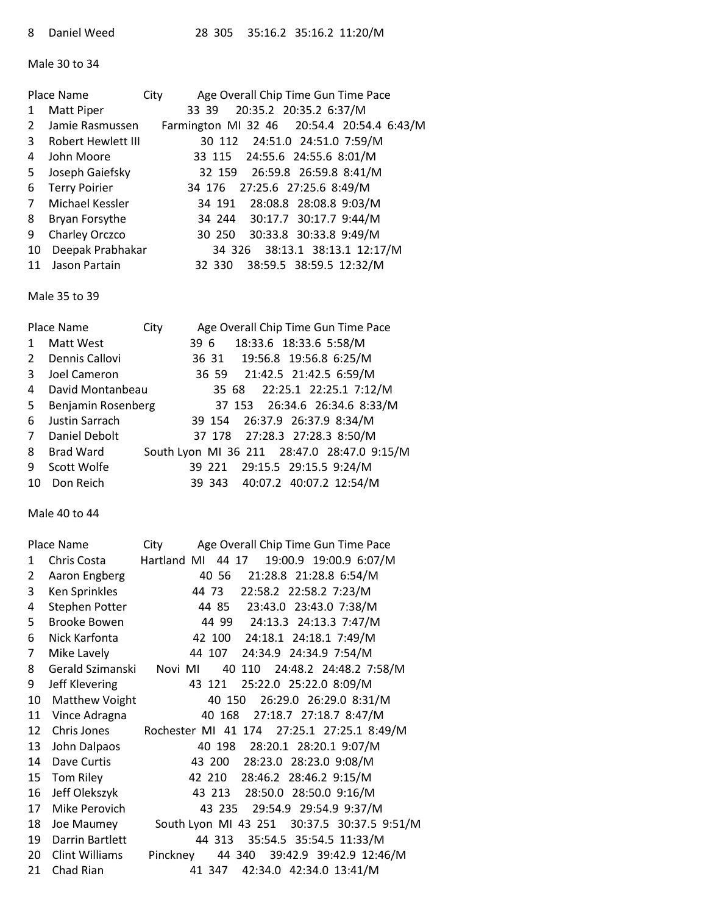| Place | Name | City | Age | Overall | Chip Time | Gun Time | Pace |
|---|---|---|---|---|---|---|---|
| 8 | Daniel Weed | | 28 | 305 | 35:16.2 | 35:16.2 | 11:20/M |

Male 30 to 34

| Place | Name | City | Age | Overall | Chip Time | Gun Time | Pace |
|---|---|---|---|---|---|---|---|
| 1 | Matt Piper | | 33 | 39 | 20:35.2 | 20:35.2 | 6:37/M |
| 2 | Jamie Rasmussen | Farmington MI | 32 | 46 | 20:54.4 | 20:54.4 | 6:43/M |
| 3 | Robert Hewlett III | | 30 | 112 | 24:51.0 | 24:51.0 | 7:59/M |
| 4 | John Moore | | 33 | 115 | 24:55.6 | 24:55.6 | 8:01/M |
| 5 | Joseph Gaiefsky | | 32 | 159 | 26:59.8 | 26:59.8 | 8:41/M |
| 6 | Terry Poirier | | 34 | 176 | 27:25.6 | 27:25.6 | 8:49/M |
| 7 | Michael Kessler | | 34 | 191 | 28:08.8 | 28:08.8 | 9:03/M |
| 8 | Bryan Forsythe | | 34 | 244 | 30:17.7 | 30:17.7 | 9:44/M |
| 9 | Charley Orczco | | 30 | 250 | 30:33.8 | 30:33.8 | 9:49/M |
| 10 | Deepak Prabhakar | | 34 | 326 | 38:13.1 | 38:13.1 | 12:17/M |
| 11 | Jason Partain | | 32 | 330 | 38:59.5 | 38:59.5 | 12:32/M |

Male 35 to 39

| Place | Name | City | Age | Overall | Chip Time | Gun Time | Pace |
|---|---|---|---|---|---|---|---|
| 1 | Matt West | | 39 | 6 | 18:33.6 | 18:33.6 | 5:58/M |
| 2 | Dennis Callovi | | 36 | 31 | 19:56.8 | 19:56.8 | 6:25/M |
| 3 | Joel Cameron | | 36 | 59 | 21:42.5 | 21:42.5 | 6:59/M |
| 4 | David Montanbeau | | 35 | 68 | 22:25.1 | 22:25.1 | 7:12/M |
| 5 | Benjamin Rosenberg | | 37 | 153 | 26:34.6 | 26:34.6 | 8:33/M |
| 6 | Justin Sarrach | | 39 | 154 | 26:37.9 | 26:37.9 | 8:34/M |
| 7 | Daniel Debolt | | 37 | 178 | 27:28.3 | 27:28.3 | 8:50/M |
| 8 | Brad Ward | South Lyon MI | 36 | 211 | 28:47.0 | 28:47.0 | 9:15/M |
| 9 | Scott Wolfe | | 39 | 221 | 29:15.5 | 29:15.5 | 9:24/M |
| 10 | Don Reich | | 39 | 343 | 40:07.2 | 40:07.2 | 12:54/M |

Male 40 to 44

| Place | Name | City | Age | Overall | Chip Time | Gun Time | Pace |
|---|---|---|---|---|---|---|---|
| 1 | Chris Costa | Hartland MI | 44 | 17 | 19:00.9 | 19:00.9 | 6:07/M |
| 2 | Aaron Engberg | | 40 | 56 | 21:28.8 | 21:28.8 | 6:54/M |
| 3 | Ken Sprinkles | | 44 | 73 | 22:58.2 | 22:58.2 | 7:23/M |
| 4 | Stephen Potter | | 44 | 85 | 23:43.0 | 23:43.0 | 7:38/M |
| 5 | Brooke Bowen | | 44 | 99 | 24:13.3 | 24:13.3 | 7:47/M |
| 6 | Nick Karfonta | | 42 | 100 | 24:18.1 | 24:18.1 | 7:49/M |
| 7 | Mike Lavely | | 44 | 107 | 24:34.9 | 24:34.9 | 7:54/M |
| 8 | Gerald Szimanski | Novi MI | 40 | 110 | 24:48.2 | 24:48.2 | 7:58/M |
| 9 | Jeff Klevering | | 43 | 121 | 25:22.0 | 25:22.0 | 8:09/M |
| 10 | Matthew Voight | | 40 | 150 | 26:29.0 | 26:29.0 | 8:31/M |
| 11 | Vince Adragna | | 40 | 168 | 27:18.7 | 27:18.7 | 8:47/M |
| 12 | Chris Jones | Rochester MI | 41 | 174 | 27:25.1 | 27:25.1 | 8:49/M |
| 13 | John Dalpaos | | 40 | 198 | 28:20.1 | 28:20.1 | 9:07/M |
| 14 | Dave Curtis | | 43 | 200 | 28:23.0 | 28:23.0 | 9:08/M |
| 15 | Tom Riley | | 42 | 210 | 28:46.2 | 28:46.2 | 9:15/M |
| 16 | Jeff Olekszyk | | 43 | 213 | 28:50.0 | 28:50.0 | 9:16/M |
| 17 | Mike Perovich | | 43 | 235 | 29:54.9 | 29:54.9 | 9:37/M |
| 18 | Joe Maumey | South Lyon MI | 43 | 251 | 30:37.5 | 30:37.5 | 9:51/M |
| 19 | Darrin Bartlett | | 44 | 313 | 35:54.5 | 35:54.5 | 11:33/M |
| 20 | Clint Williams | Pinckney | 44 | 340 | 39:42.9 | 39:42.9 | 12:46/M |
| 21 | Chad Rian | | 41 | 347 | 42:34.0 | 42:34.0 | 13:41/M |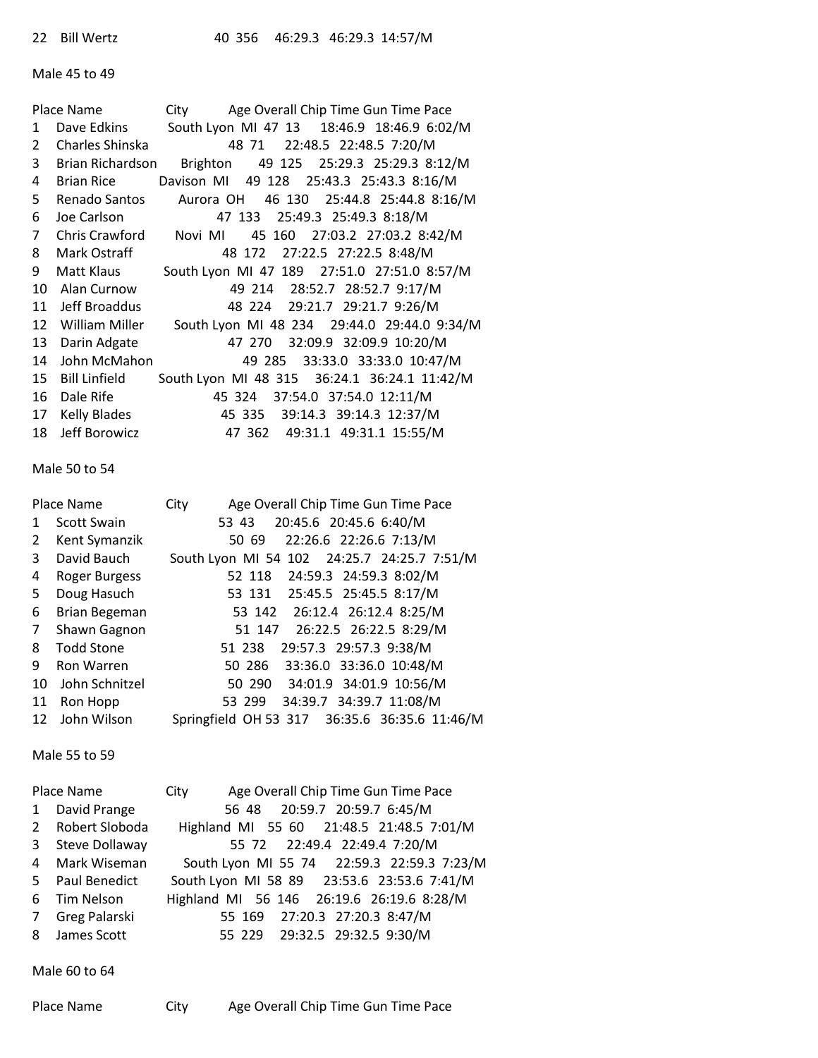| 22 | Bill Wertz | | 40 | 356 | 46:29.3 | 46:29.3 | 14:57/M |
|---|---|---|---|---|---|---|---|

Male 45 to 49

| Place | Name | City | Age | Overall | Chip Time | Gun Time | Pace |
|---|---|---|---|---|---|---|---|
| 1 | Dave Edkins | South Lyon MI | 47 | 13 | 18:46.9 | 18:46.9 | 6:02/M |
| 2 | Charles Shinska | | 48 | 71 | 22:48.5 | 22:48.5 | 7:20/M |
| 3 | Brian Richardson | Brighton | 49 | 125 | 25:29.3 | 25:29.3 | 8:12/M |
| 4 | Brian Rice | Davison MI | 49 | 128 | 25:43.3 | 25:43.3 | 8:16/M |
| 5 | Renado Santos | Aurora OH | 46 | 130 | 25:44.8 | 25:44.8 | 8:16/M |
| 6 | Joe Carlson | | 47 | 133 | 25:49.3 | 25:49.3 | 8:18/M |
| 7 | Chris Crawford | Novi MI | 45 | 160 | 27:03.2 | 27:03.2 | 8:42/M |
| 8 | Mark Ostraff | | 48 | 172 | 27:22.5 | 27:22.5 | 8:48/M |
| 9 | Matt Klaus | South Lyon MI | 47 | 189 | 27:51.0 | 27:51.0 | 8:57/M |
| 10 | Alan Curnow | | 49 | 214 | 28:52.7 | 28:52.7 | 9:17/M |
| 11 | Jeff Broaddus | | 48 | 224 | 29:21.7 | 29:21.7 | 9:26/M |
| 12 | William Miller | South Lyon MI | 48 | 234 | 29:44.0 | 29:44.0 | 9:34/M |
| 13 | Darin Adgate | | 47 | 270 | 32:09.9 | 32:09.9 | 10:20/M |
| 14 | John McMahon | | 49 | 285 | 33:33.0 | 33:33.0 | 10:47/M |
| 15 | Bill Linfield | South Lyon MI | 48 | 315 | 36:24.1 | 36:24.1 | 11:42/M |
| 16 | Dale Rife | | 45 | 324 | 37:54.0 | 37:54.0 | 12:11/M |
| 17 | Kelly Blades | | 45 | 335 | 39:14.3 | 39:14.3 | 12:37/M |
| 18 | Jeff Borowicz | | 47 | 362 | 49:31.1 | 49:31.1 | 15:55/M |

Male 50 to 54

| Place | Name | City | Age | Overall | Chip Time | Gun Time | Pace |
|---|---|---|---|---|---|---|---|
| 1 | Scott Swain | | 53 | 43 | 20:45.6 | 20:45.6 | 6:40/M |
| 2 | Kent Symanzik | | 50 | 69 | 22:26.6 | 22:26.6 | 7:13/M |
| 3 | David Bauch | South Lyon MI | 54 | 102 | 24:25.7 | 24:25.7 | 7:51/M |
| 4 | Roger Burgess | | 52 | 118 | 24:59.3 | 24:59.3 | 8:02/M |
| 5 | Doug Hasuch | | 53 | 131 | 25:45.5 | 25:45.5 | 8:17/M |
| 6 | Brian Begeman | | 53 | 142 | 26:12.4 | 26:12.4 | 8:25/M |
| 7 | Shawn Gagnon | | 51 | 147 | 26:22.5 | 26:22.5 | 8:29/M |
| 8 | Todd Stone | | 51 | 238 | 29:57.3 | 29:57.3 | 9:38/M |
| 9 | Ron Warren | | 50 | 286 | 33:36.0 | 33:36.0 | 10:48/M |
| 10 | John Schnitzel | | 50 | 290 | 34:01.9 | 34:01.9 | 10:56/M |
| 11 | Ron Hopp | | 53 | 299 | 34:39.7 | 34:39.7 | 11:08/M |
| 12 | John Wilson | Springfield OH | 53 | 317 | 36:35.6 | 36:35.6 | 11:46/M |

Male 55 to 59

| Place | Name | City | Age | Overall | Chip Time | Gun Time | Pace |
|---|---|---|---|---|---|---|---|
| 1 | David Prange | | 56 | 48 | 20:59.7 | 20:59.7 | 6:45/M |
| 2 | Robert Sloboda | Highland MI | 55 | 60 | 21:48.5 | 21:48.5 | 7:01/M |
| 3 | Steve Dollaway | | 55 | 72 | 22:49.4 | 22:49.4 | 7:20/M |
| 4 | Mark Wiseman | South Lyon MI | 55 | 74 | 22:59.3 | 22:59.3 | 7:23/M |
| 5 | Paul Benedict | South Lyon MI | 58 | 89 | 23:53.6 | 23:53.6 | 7:41/M |
| 6 | Tim Nelson | Highland MI | 56 | 146 | 26:19.6 | 26:19.6 | 8:28/M |
| 7 | Greg Palarski | | 55 | 169 | 27:20.3 | 27:20.3 | 8:47/M |
| 8 | James Scott | | 55 | 229 | 29:32.5 | 29:32.5 | 9:30/M |

Male 60 to 64

| Place | Name | City | Age | Overall | Chip Time | Gun Time | Pace |
|---|---|---|---|---|---|---|---|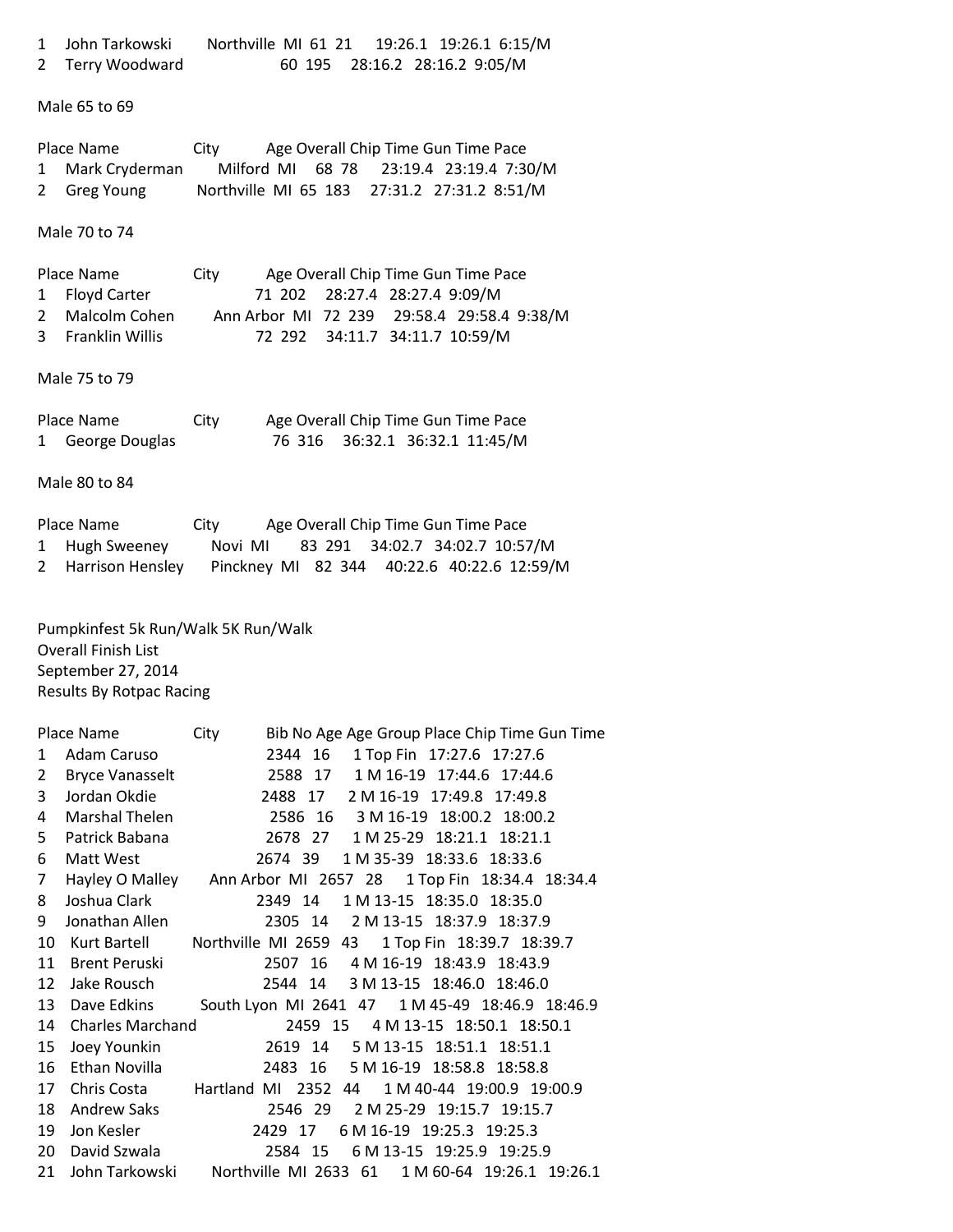| Place | Name | City | Age | Overall | Chip Time | Gun Time | Pace |
|---|---|---|---|---|---|---|---|
| 1 | John Tarkowski | Northville MI | 61 | 21 | 19:26.1 | 19:26.1 | 6:15/M |
| 2 | Terry Woodward | | 60 | 195 | 28:16.2 | 28:16.2 | 9:05/M |

Male 65 to 69

| Place | Name | City | Age | Overall | Chip Time | Gun Time | Pace |
|---|---|---|---|---|---|---|---|
| 1 | Mark Cryderman | Milford MI | 68 | 78 | 23:19.4 | 23:19.4 | 7:30/M |
| 2 | Greg Young | Northville MI | 65 | 183 | 27:31.2 | 27:31.2 | 8:51/M |

Male 70 to 74

| Place | Name | City | Age | Overall | Chip Time | Gun Time | Pace |
|---|---|---|---|---|---|---|---|
| 1 | Floyd Carter | | 71 | 202 | 28:27.4 | 28:27.4 | 9:09/M |
| 2 | Malcolm Cohen | Ann Arbor MI | 72 | 239 | 29:58.4 | 29:58.4 | 9:38/M |
| 3 | Franklin Willis | | 72 | 292 | 34:11.7 | 34:11.7 | 10:59/M |

Male 75 to 79

| Place | Name | City | Age | Overall | Chip Time | Gun Time | Pace |
|---|---|---|---|---|---|---|---|
| 1 | George Douglas | | 76 | 316 | 36:32.1 | 36:32.1 | 11:45/M |

Male 80 to 84

| Place | Name | City | Age | Overall | Chip Time | Gun Time | Pace |
|---|---|---|---|---|---|---|---|
| 1 | Hugh Sweeney | Novi MI | 83 | 291 | 34:02.7 | 34:02.7 | 10:57/M |
| 2 | Harrison Hensley | Pinckney MI | 82 | 344 | 40:22.6 | 40:22.6 | 12:59/M |

Pumpkinfest 5k Run/Walk 5K Run/Walk
Overall Finish List
September 27, 2014
Results By Rotpac Racing

| Place | Name | City | Bib No | Age | Age Group Place | Chip Time | Gun Time |
|---|---|---|---|---|---|---|---|
| 1 | Adam Caruso | | 2344 | 16 | 1 Top Fin | 17:27.6 | 17:27.6 |
| 2 | Bryce Vanasselt | | 2588 | 17 | 1 M 16-19 | 17:44.6 | 17:44.6 |
| 3 | Jordan Okdie | | 2488 | 17 | 2 M 16-19 | 17:49.8 | 17:49.8 |
| 4 | Marshal Thelen | | 2586 | 16 | 3 M 16-19 | 18:00.2 | 18:00.2 |
| 5 | Patrick Babana | | 2678 | 27 | 1 M 25-29 | 18:21.1 | 18:21.1 |
| 6 | Matt West | | 2674 | 39 | 1 M 35-39 | 18:33.6 | 18:33.6 |
| 7 | Hayley O Malley | Ann Arbor MI | 2657 | 28 | 1 Top Fin | 18:34.4 | 18:34.4 |
| 8 | Joshua Clark | | 2349 | 14 | 1 M 13-15 | 18:35.0 | 18:35.0 |
| 9 | Jonathan Allen | | 2305 | 14 | 2 M 13-15 | 18:37.9 | 18:37.9 |
| 10 | Kurt Bartell | Northville MI | 2659 | 43 | 1 Top Fin | 18:39.7 | 18:39.7 |
| 11 | Brent Peruski | | 2507 | 16 | 4 M 16-19 | 18:43.9 | 18:43.9 |
| 12 | Jake Rousch | | 2544 | 14 | 3 M 13-15 | 18:46.0 | 18:46.0 |
| 13 | Dave Edkins | South Lyon MI | 2641 | 47 | 1 M 45-49 | 18:46.9 | 18:46.9 |
| 14 | Charles Marchand | | 2459 | 15 | 4 M 13-15 | 18:50.1 | 18:50.1 |
| 15 | Joey Younkin | | 2619 | 14 | 5 M 13-15 | 18:51.1 | 18:51.1 |
| 16 | Ethan Novilla | | 2483 | 16 | 5 M 16-19 | 18:58.8 | 18:58.8 |
| 17 | Chris Costa | Hartland MI | 2352 | 44 | 1 M 40-44 | 19:00.9 | 19:00.9 |
| 18 | Andrew Saks | | 2546 | 29 | 2 M 25-29 | 19:15.7 | 19:15.7 |
| 19 | Jon Kesler | | 2429 | 17 | 6 M 16-19 | 19:25.3 | 19:25.3 |
| 20 | David Szwala | | 2584 | 15 | 6 M 13-15 | 19:25.9 | 19:25.9 |
| 21 | John Tarkowski | Northville MI | 2633 | 61 | 1 M 60-64 | 19:26.1 | 19:26.1 |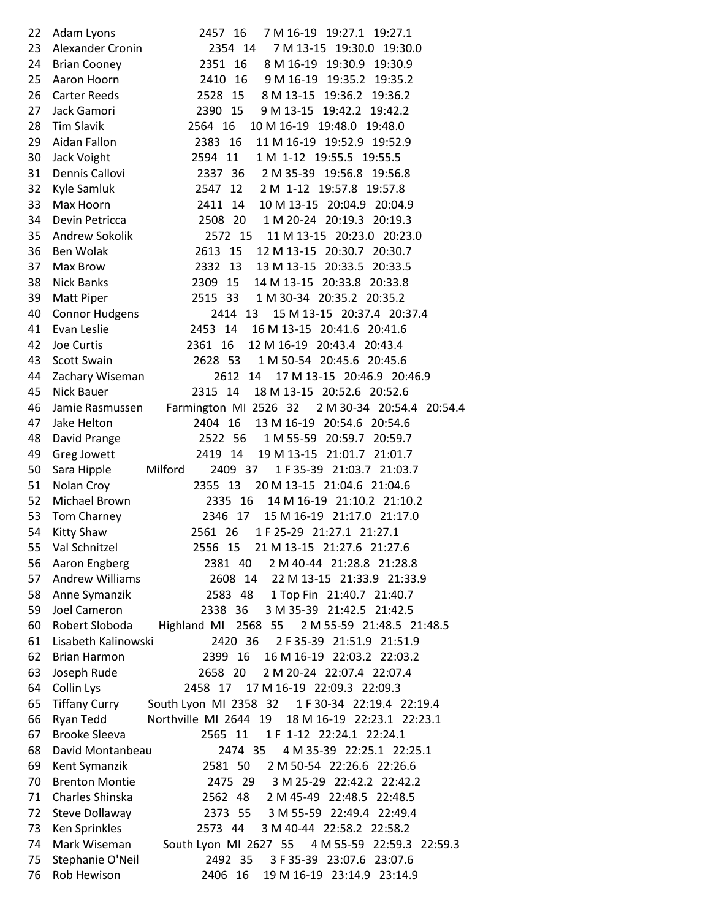22 Adam Lyons 2457 16 7 M 16-19 19:27.1 19:27.1
23 Alexander Cronin 2354 14 7 M 13-15 19:30.0 19:30.0
24 Brian Cooney 2351 16 8 M 16-19 19:30.9 19:30.9
25 Aaron Hoorn 2410 16 9 M 16-19 19:35.2 19:35.2
26 Carter Reeds 2528 15 8 M 13-15 19:36.2 19:36.2
27 Jack Gamori 2390 15 9 M 13-15 19:42.2 19:42.2
28 Tim Slavik 2564 16 10 M 16-19 19:48.0 19:48.0
29 Aidan Fallon 2383 16 11 M 16-19 19:52.9 19:52.9
30 Jack Voight 2594 11 1 M 1-12 19:55.5 19:55.5
31 Dennis Callovi 2337 36 2 M 35-39 19:56.8 19:56.8
32 Kyle Samluk 2547 12 2 M 1-12 19:57.8 19:57.8
33 Max Hoorn 2411 14 10 M 13-15 20:04.9 20:04.9
34 Devin Petricca 2508 20 1 M 20-24 20:19.3 20:19.3
35 Andrew Sokolik 2572 15 11 M 13-15 20:23.0 20:23.0
36 Ben Wolak 2613 15 12 M 13-15 20:30.7 20:30.7
37 Max Brow 2332 13 13 M 13-15 20:33.5 20:33.5
38 Nick Banks 2309 15 14 M 13-15 20:33.8 20:33.8
39 Matt Piper 2515 33 1 M 30-34 20:35.2 20:35.2
40 Connor Hudgens 2414 13 15 M 13-15 20:37.4 20:37.4
41 Evan Leslie 2453 14 16 M 13-15 20:41.6 20:41.6
42 Joe Curtis 2361 16 12 M 16-19 20:43.4 20:43.4
43 Scott Swain 2628 53 1 M 50-54 20:45.6 20:45.6
44 Zachary Wiseman 2612 14 17 M 13-15 20:46.9 20:46.9
45 Nick Bauer 2315 14 18 M 13-15 20:52.6 20:52.6
46 Jamie Rasmussen Farmington MI 2526 32 2 M 30-34 20:54.4 20:54.4
47 Jake Helton 2404 16 13 M 16-19 20:54.6 20:54.6
48 David Prange 2522 56 1 M 55-59 20:59.7 20:59.7
49 Greg Jowett 2419 14 19 M 13-15 21:01.7 21:01.7
50 Sara Hipple Milford 2409 37 1 F 35-39 21:03.7 21:03.7
51 Nolan Croy 2355 13 20 M 13-15 21:04.6 21:04.6
52 Michael Brown 2335 16 14 M 16-19 21:10.2 21:10.2
53 Tom Charney 2346 17 15 M 16-19 21:17.0 21:17.0
54 Kitty Shaw 2561 26 1 F 25-29 21:27.1 21:27.1
55 Val Schnitzel 2556 15 21 M 13-15 21:27.6 21:27.6
56 Aaron Engberg 2381 40 2 M 40-44 21:28.8 21:28.8
57 Andrew Williams 2608 14 22 M 13-15 21:33.9 21:33.9
58 Anne Symanzik 2583 48 1 Top Fin 21:40.7 21:40.7
59 Joel Cameron 2338 36 3 M 35-39 21:42.5 21:42.5
60 Robert Sloboda Highland MI 2568 55 2 M 55-59 21:48.5 21:48.5
61 Lisabeth Kalinowski 2420 36 2 F 35-39 21:51.9 21:51.9
62 Brian Harmon 2399 16 16 M 16-19 22:03.2 22:03.2
63 Joseph Rude 2658 20 2 M 20-24 22:07.4 22:07.4
64 Collin Lys 2458 17 17 M 16-19 22:09.3 22:09.3
65 Tiffany Curry South Lyon MI 2358 32 1 F 30-34 22:19.4 22:19.4
66 Ryan Tedd Northville MI 2644 19 18 M 16-19 22:23.1 22:23.1
67 Brooke Sleeva 2565 11 1 F 1-12 22:24.1 22:24.1
68 David Montanbeau 2474 35 4 M 35-39 22:25.1 22:25.1
69 Kent Symanzik 2581 50 2 M 50-54 22:26.6 22:26.6
70 Brenton Montie 2475 29 3 M 25-29 22:42.2 22:42.2
71 Charles Shinska 2562 48 2 M 45-49 22:48.5 22:48.5
72 Steve Dollaway 2373 55 3 M 55-59 22:49.4 22:49.4
73 Ken Sprinkles 2573 44 3 M 40-44 22:58.2 22:58.2
74 Mark Wiseman South Lyon MI 2627 55 4 M 55-59 22:59.3 22:59.3
75 Stephanie O'Neil 2492 35 3 F 35-39 23:07.6 23:07.6
76 Rob Hewison 2406 16 19 M 16-19 23:14.9 23:14.9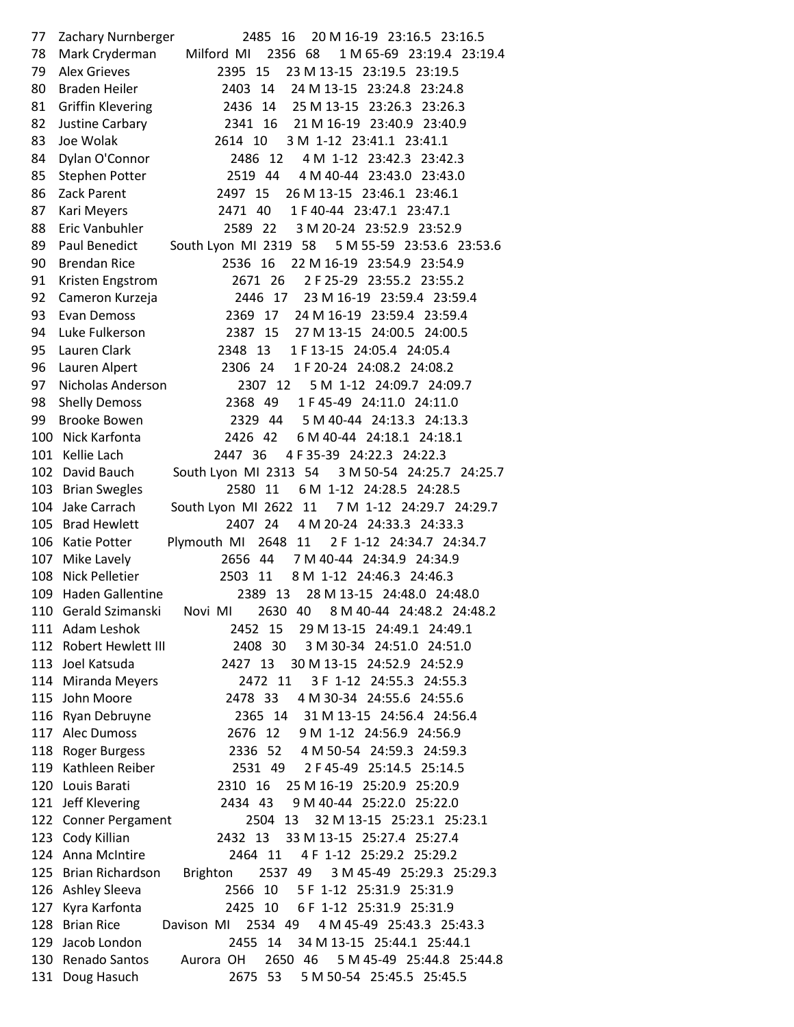| Place | Name | City | Bib | Age | Div Place | Division | Gun Time | Chip Time |
|---|---|---|---|---|---|---|---|---|
| 77 | Zachary Nurnberger | | 2485 | 16 | 20 | M 16-19 | 23:16.5 | 23:16.5 |
| 78 | Mark Cryderman | Milford MI | 2356 | 68 | 1 | M 65-69 | 23:19.4 | 23:19.4 |
| 79 | Alex Grieves | | 2395 | 15 | 23 | M 13-15 | 23:19.5 | 23:19.5 |
| 80 | Braden Heiler | | 2403 | 14 | 24 | M 13-15 | 23:24.8 | 23:24.8 |
| 81 | Griffin Klevering | | 2436 | 14 | 25 | M 13-15 | 23:26.3 | 23:26.3 |
| 82 | Justine Carbary | | 2341 | 16 | 21 | M 16-19 | 23:40.9 | 23:40.9 |
| 83 | Joe Wolak | | 2614 | 10 | 3 | M 1-12 | 23:41.1 | 23:41.1 |
| 84 | Dylan O'Connor | | 2486 | 12 | 4 | M 1-12 | 23:42.3 | 23:42.3 |
| 85 | Stephen Potter | | 2519 | 44 | 4 | M 40-44 | 23:43.0 | 23:43.0 |
| 86 | Zack Parent | | 2497 | 15 | 26 | M 13-15 | 23:46.1 | 23:46.1 |
| 87 | Kari Meyers | | 2471 | 40 | 1 | F 40-44 | 23:47.1 | 23:47.1 |
| 88 | Eric Vanbuhler | | 2589 | 22 | 3 | M 20-24 | 23:52.9 | 23:52.9 |
| 89 | Paul Benedict | South Lyon MI | 2319 | 58 | 5 | M 55-59 | 23:53.6 | 23:53.6 |
| 90 | Brendan Rice | | 2536 | 16 | 22 | M 16-19 | 23:54.9 | 23:54.9 |
| 91 | Kristen Engstrom | | 2671 | 26 | 2 | F 25-29 | 23:55.2 | 23:55.2 |
| 92 | Cameron Kurzeja | | 2446 | 17 | 23 | M 16-19 | 23:59.4 | 23:59.4 |
| 93 | Evan Demoss | | 2369 | 17 | 24 | M 16-19 | 23:59.4 | 23:59.4 |
| 94 | Luke Fulkerson | | 2387 | 15 | 27 | M 13-15 | 24:00.5 | 24:00.5 |
| 95 | Lauren Clark | | 2348 | 13 | 1 | F 13-15 | 24:05.4 | 24:05.4 |
| 96 | Lauren Alpert | | 2306 | 24 | 1 | F 20-24 | 24:08.2 | 24:08.2 |
| 97 | Nicholas Anderson | | 2307 | 12 | 5 | M 1-12 | 24:09.7 | 24:09.7 |
| 98 | Shelly Demoss | | 2368 | 49 | 1 | F 45-49 | 24:11.0 | 24:11.0 |
| 99 | Brooke Bowen | | 2329 | 44 | 5 | M 40-44 | 24:13.3 | 24:13.3 |
| 100 | Nick Karfonta | | 2426 | 42 | 6 | M 40-44 | 24:18.1 | 24:18.1 |
| 101 | Kellie Lach | | 2447 | 36 | 4 | F 35-39 | 24:22.3 | 24:22.3 |
| 102 | David Bauch | South Lyon MI | 2313 | 54 | 3 | M 50-54 | 24:25.7 | 24:25.7 |
| 103 | Brian Swegles | | 2580 | 11 | 6 | M 1-12 | 24:28.5 | 24:28.5 |
| 104 | Jake Carrach | South Lyon MI | 2622 | 11 | 7 | M 1-12 | 24:29.7 | 24:29.7 |
| 105 | Brad Hewlett | | 2407 | 24 | 4 | M 20-24 | 24:33.3 | 24:33.3 |
| 106 | Katie Potter | Plymouth MI | 2648 | 11 | 2 | F 1-12 | 24:34.7 | 24:34.7 |
| 107 | Mike Lavely | | 2656 | 44 | 7 | M 40-44 | 24:34.9 | 24:34.9 |
| 108 | Nick Pelletier | | 2503 | 11 | 8 | M 1-12 | 24:46.3 | 24:46.3 |
| 109 | Haden Gallentine | | 2389 | 13 | 28 | M 13-15 | 24:48.0 | 24:48.0 |
| 110 | Gerald Szimanski | Novi MI | 2630 | 40 | 8 | M 40-44 | 24:48.2 | 24:48.2 |
| 111 | Adam Leshok | | 2452 | 15 | 29 | M 13-15 | 24:49.1 | 24:49.1 |
| 112 | Robert Hewlett III | | 2408 | 30 | 3 | M 30-34 | 24:51.0 | 24:51.0 |
| 113 | Joel Katsuda | | 2427 | 13 | 30 | M 13-15 | 24:52.9 | 24:52.9 |
| 114 | Miranda Meyers | | 2472 | 11 | 3 | F 1-12 | 24:55.3 | 24:55.3 |
| 115 | John Moore | | 2478 | 33 | 4 | M 30-34 | 24:55.6 | 24:55.6 |
| 116 | Ryan Debruyne | | 2365 | 14 | 31 | M 13-15 | 24:56.4 | 24:56.4 |
| 117 | Alec Dumoss | | 2676 | 12 | 9 | M 1-12 | 24:56.9 | 24:56.9 |
| 118 | Roger Burgess | | 2336 | 52 | 4 | M 50-54 | 24:59.3 | 24:59.3 |
| 119 | Kathleen Reiber | | 2531 | 49 | 2 | F 45-49 | 25:14.5 | 25:14.5 |
| 120 | Louis Barati | | 2310 | 16 | 25 | M 16-19 | 25:20.9 | 25:20.9 |
| 121 | Jeff Klevering | | 2434 | 43 | 9 | M 40-44 | 25:22.0 | 25:22.0 |
| 122 | Conner Pergament | | 2504 | 13 | 32 | M 13-15 | 25:23.1 | 25:23.1 |
| 123 | Cody Killian | | 2432 | 13 | 33 | M 13-15 | 25:27.4 | 25:27.4 |
| 124 | Anna McIntire | | 2464 | 11 | 4 | F 1-12 | 25:29.2 | 25:29.2 |
| 125 | Brian Richardson | Brighton | 2537 | 49 | 3 | M 45-49 | 25:29.3 | 25:29.3 |
| 126 | Ashley Sleeva | | 2566 | 10 | 5 | F 1-12 | 25:31.9 | 25:31.9 |
| 127 | Kyra Karfonta | | 2425 | 10 | 6 | F 1-12 | 25:31.9 | 25:31.9 |
| 128 | Brian Rice | Davison MI | 2534 | 49 | 4 | M 45-49 | 25:43.3 | 25:43.3 |
| 129 | Jacob London | | 2455 | 14 | 34 | M 13-15 | 25:44.1 | 25:44.1 |
| 130 | Renado Santos | Aurora OH | 2650 | 46 | 5 | M 45-49 | 25:44.8 | 25:44.8 |
| 131 | Doug Hasuch | | 2675 | 53 | 5 | M 50-54 | 25:45.5 | 25:45.5 |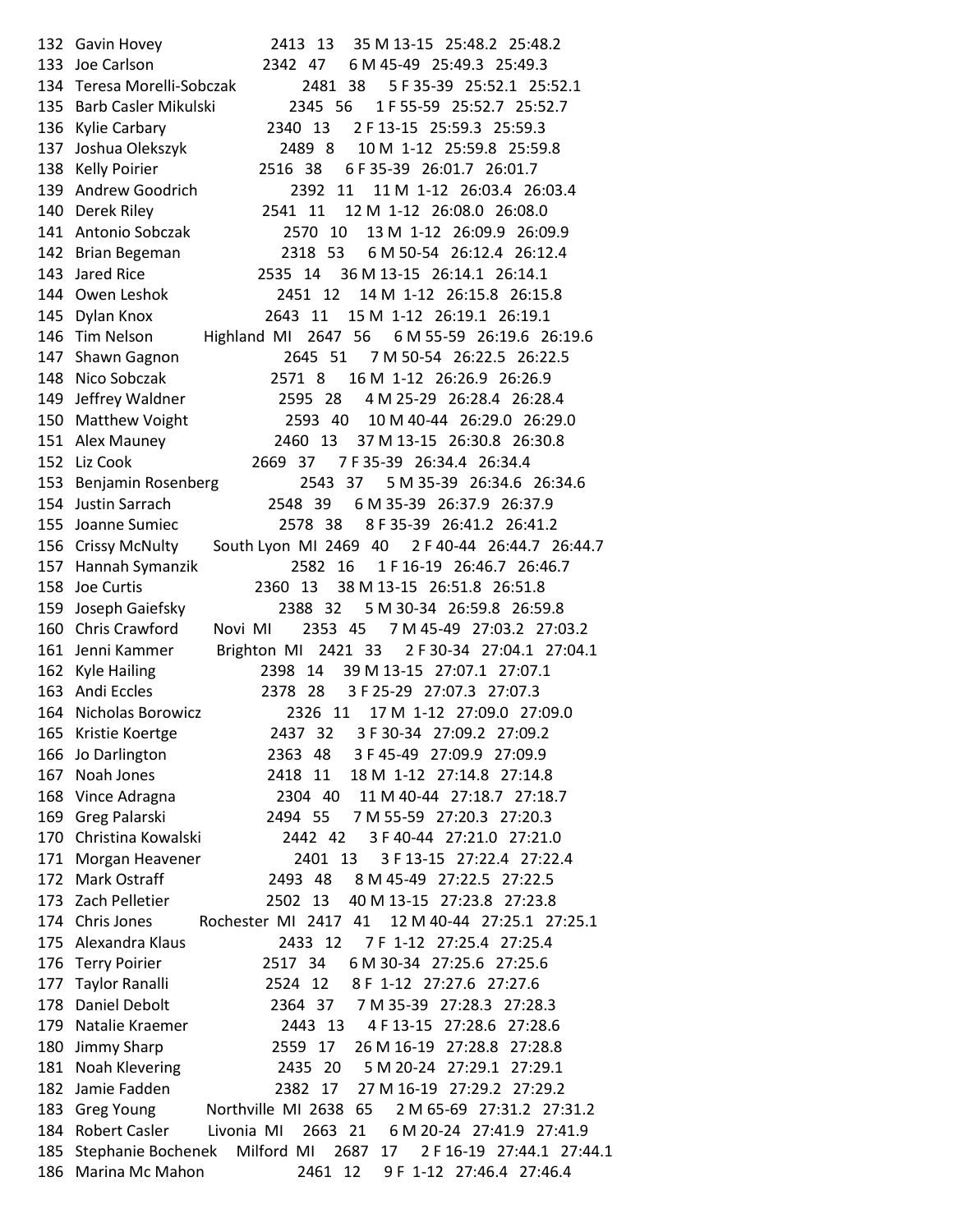| Place | Name | City | Bib | Age | Div Place | Sex | Division | Gun Time | Net Time |
|---|---|---|---|---|---|---|---|---|---|
| 132 | Gavin Hovey | | 2413 | 13 | 35 | M | 13-15 | 25:48.2 | 25:48.2 |
| 133 | Joe Carlson | | 2342 | 47 | 6 | M | 45-49 | 25:49.3 | 25:49.3 |
| 134 | Teresa Morelli-Sobczak | | 2481 | 38 | 5 | F | 35-39 | 25:52.1 | 25:52.1 |
| 135 | Barb Casler Mikulski | | 2345 | 56 | 1 | F | 55-59 | 25:52.7 | 25:52.7 |
| 136 | Kylie Carbary | | 2340 | 13 | 2 | F | 13-15 | 25:59.3 | 25:59.3 |
| 137 | Joshua Olekszyk | | 2489 | 8 | 10 | M | 1-12 | 25:59.8 | 25:59.8 |
| 138 | Kelly Poirier | | 2516 | 38 | 6 | F | 35-39 | 26:01.7 | 26:01.7 |
| 139 | Andrew Goodrich | | 2392 | 11 | 11 | M | 1-12 | 26:03.4 | 26:03.4 |
| 140 | Derek Riley | | 2541 | 11 | 12 | M | 1-12 | 26:08.0 | 26:08.0 |
| 141 | Antonio Sobczak | | 2570 | 10 | 13 | M | 1-12 | 26:09.9 | 26:09.9 |
| 142 | Brian Begeman | | 2318 | 53 | 6 | M | 50-54 | 26:12.4 | 26:12.4 |
| 143 | Jared Rice | | 2535 | 14 | 36 | M | 13-15 | 26:14.1 | 26:14.1 |
| 144 | Owen Leshok | | 2451 | 12 | 14 | M | 1-12 | 26:15.8 | 26:15.8 |
| 145 | Dylan Knox | | 2643 | 11 | 15 | M | 1-12 | 26:19.1 | 26:19.1 |
| 146 | Tim Nelson | Highland MI | 2647 | 56 | 6 | M | 55-59 | 26:19.6 | 26:19.6 |
| 147 | Shawn Gagnon | | 2645 | 51 | 7 | M | 50-54 | 26:22.5 | 26:22.5 |
| 148 | Nico Sobczak | | 2571 | 8 | 16 | M | 1-12 | 26:26.9 | 26:26.9 |
| 149 | Jeffrey Waldner | | 2595 | 28 | 4 | M | 25-29 | 26:28.4 | 26:28.4 |
| 150 | Matthew Voight | | 2593 | 40 | 10 | M | 40-44 | 26:29.0 | 26:29.0 |
| 151 | Alex Mauney | | 2460 | 13 | 37 | M | 13-15 | 26:30.8 | 26:30.8 |
| 152 | Liz Cook | | 2669 | 37 | 7 | F | 35-39 | 26:34.4 | 26:34.4 |
| 153 | Benjamin Rosenberg | | 2543 | 37 | 5 | M | 35-39 | 26:34.6 | 26:34.6 |
| 154 | Justin Sarrach | | 2548 | 39 | 6 | M | 35-39 | 26:37.9 | 26:37.9 |
| 155 | Joanne Sumiec | | 2578 | 38 | 8 | F | 35-39 | 26:41.2 | 26:41.2 |
| 156 | Crissy McNulty | South Lyon MI | 2469 | 40 | 2 | F | 40-44 | 26:44.7 | 26:44.7 |
| 157 | Hannah Symanzik | | 2582 | 16 | 1 | F | 16-19 | 26:46.7 | 26:46.7 |
| 158 | Joe Curtis | | 2360 | 13 | 38 | M | 13-15 | 26:51.8 | 26:51.8 |
| 159 | Joseph Gaiefsky | | 2388 | 32 | 5 | M | 30-34 | 26:59.8 | 26:59.8 |
| 160 | Chris Crawford | Novi MI | 2353 | 45 | 7 | M | 45-49 | 27:03.2 | 27:03.2 |
| 161 | Jenni Kammer | Brighton MI | 2421 | 33 | 2 | F | 30-34 | 27:04.1 | 27:04.1 |
| 162 | Kyle Hailing | | 2398 | 14 | 39 | M | 13-15 | 27:07.1 | 27:07.1 |
| 163 | Andi Eccles | | 2378 | 28 | 3 | F | 25-29 | 27:07.3 | 27:07.3 |
| 164 | Nicholas Borowicz | | 2326 | 11 | 17 | M | 1-12 | 27:09.0 | 27:09.0 |
| 165 | Kristie Koertge | | 2437 | 32 | 3 | F | 30-34 | 27:09.2 | 27:09.2 |
| 166 | Jo Darlington | | 2363 | 48 | 3 | F | 45-49 | 27:09.9 | 27:09.9 |
| 167 | Noah Jones | | 2418 | 11 | 18 | M | 1-12 | 27:14.8 | 27:14.8 |
| 168 | Vince Adragna | | 2304 | 40 | 11 | M | 40-44 | 27:18.7 | 27:18.7 |
| 169 | Greg Palarski | | 2494 | 55 | 7 | M | 55-59 | 27:20.3 | 27:20.3 |
| 170 | Christina Kowalski | | 2442 | 42 | 3 | F | 40-44 | 27:21.0 | 27:21.0 |
| 171 | Morgan Heavener | | 2401 | 13 | 3 | F | 13-15 | 27:22.4 | 27:22.4 |
| 172 | Mark Ostraff | | 2493 | 48 | 8 | M | 45-49 | 27:22.5 | 27:22.5 |
| 173 | Zach Pelletier | | 2502 | 13 | 40 | M | 13-15 | 27:23.8 | 27:23.8 |
| 174 | Chris Jones | Rochester MI | 2417 | 41 | 12 | M | 40-44 | 27:25.1 | 27:25.1 |
| 175 | Alexandra Klaus | | 2433 | 12 | 7 | F | 1-12 | 27:25.4 | 27:25.4 |
| 176 | Terry Poirier | | 2517 | 34 | 6 | M | 30-34 | 27:25.6 | 27:25.6 |
| 177 | Taylor Ranalli | | 2524 | 12 | 8 | F | 1-12 | 27:27.6 | 27:27.6 |
| 178 | Daniel Debolt | | 2364 | 37 | 7 | M | 35-39 | 27:28.3 | 27:28.3 |
| 179 | Natalie Kraemer | | 2443 | 13 | 4 | F | 13-15 | 27:28.6 | 27:28.6 |
| 180 | Jimmy Sharp | | 2559 | 17 | 26 | M | 16-19 | 27:28.8 | 27:28.8 |
| 181 | Noah Klevering | | 2435 | 20 | 5 | M | 20-24 | 27:29.1 | 27:29.1 |
| 182 | Jamie Fadden | | 2382 | 17 | 27 | M | 16-19 | 27:29.2 | 27:29.2 |
| 183 | Greg Young | Northville MI | 2638 | 65 | 2 | M | 65-69 | 27:31.2 | 27:31.2 |
| 184 | Robert Casler | Livonia MI | 2663 | 21 | 6 | M | 20-24 | 27:41.9 | 27:41.9 |
| 185 | Stephanie Bochenek | Milford MI | 2687 | 17 | 2 | F | 16-19 | 27:44.1 | 27:44.1 |
| 186 | Marina Mc Mahon | | 2461 | 12 | 9 | F | 1-12 | 27:46.4 | 27:46.4 |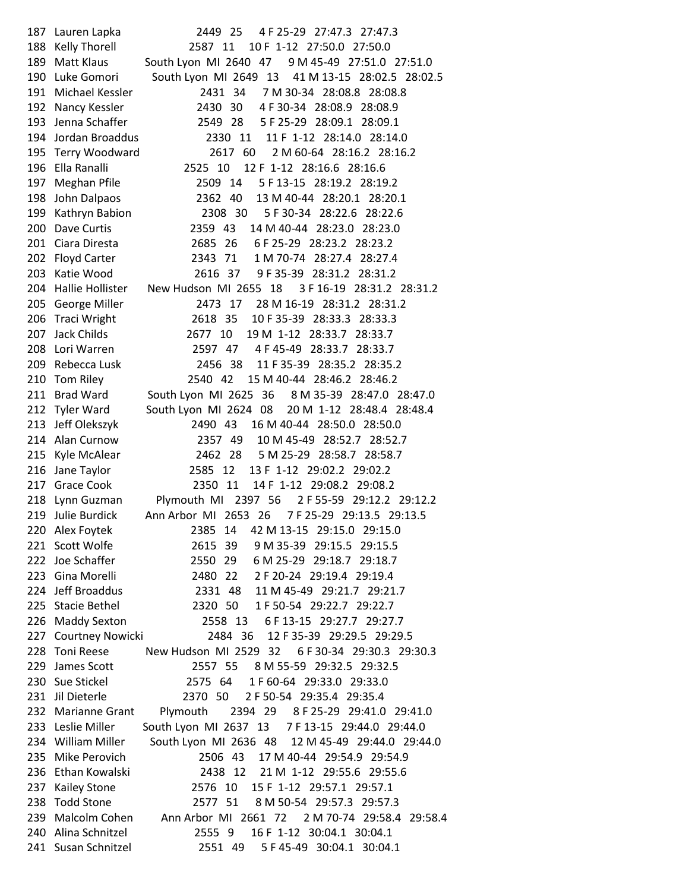| Place | Name | City | Bib | Age | Div Place | Division | Gun Time | Chip Time |
|---|---|---|---|---|---|---|---|---|
| 187 | Lauren Lapka | | 2449 | 25 | 4 | F 25-29 | 27:47.3 | 27:47.3 |
| 188 | Kelly Thorell | | 2587 | 11 | 10 | F 1-12 | 27:50.0 | 27:50.0 |
| 189 | Matt Klaus | South Lyon MI | 2640 | 47 | 9 | M 45-49 | 27:51.0 | 27:51.0 |
| 190 | Luke Gomori | South Lyon MI | 2649 | 13 | 41 | M 13-15 | 28:02.5 | 28:02.5 |
| 191 | Michael Kessler | | 2431 | 34 | 7 | M 30-34 | 28:08.8 | 28:08.8 |
| 192 | Nancy Kessler | | 2430 | 30 | 4 | F 30-34 | 28:08.9 | 28:08.9 |
| 193 | Jenna Schaffer | | 2549 | 28 | 5 | F 25-29 | 28:09.1 | 28:09.1 |
| 194 | Jordan Broaddus | | 2330 | 11 | 11 | F 1-12 | 28:14.0 | 28:14.0 |
| 195 | Terry Woodward | | 2617 | 60 | 2 | M 60-64 | 28:16.2 | 28:16.2 |
| 196 | Ella Ranalli | | 2525 | 10 | 12 | F 1-12 | 28:16.6 | 28:16.6 |
| 197 | Meghan Pfile | | 2509 | 14 | 5 | F 13-15 | 28:19.2 | 28:19.2 |
| 198 | John Dalpaos | | 2362 | 40 | 13 | M 40-44 | 28:20.1 | 28:20.1 |
| 199 | Kathryn Babion | | 2308 | 30 | 5 | F 30-34 | 28:22.6 | 28:22.6 |
| 200 | Dave Curtis | | 2359 | 43 | 14 | M 40-44 | 28:23.0 | 28:23.0 |
| 201 | Ciara Diresta | | 2685 | 26 | 6 | F 25-29 | 28:23.2 | 28:23.2 |
| 202 | Floyd Carter | | 2343 | 71 | 1 | M 70-74 | 28:27.4 | 28:27.4 |
| 203 | Katie Wood | | 2616 | 37 | 9 | F 35-39 | 28:31.2 | 28:31.2 |
| 204 | Hallie Hollister | New Hudson MI | 2655 | 18 | 3 | F 16-19 | 28:31.2 | 28:31.2 |
| 205 | George Miller | | 2473 | 17 | 28 | M 16-19 | 28:31.2 | 28:31.2 |
| 206 | Traci Wright | | 2618 | 35 | 10 | F 35-39 | 28:33.3 | 28:33.3 |
| 207 | Jack Childs | | 2677 | 10 | 19 | M 1-12 | 28:33.7 | 28:33.7 |
| 208 | Lori Warren | | 2597 | 47 | 4 | F 45-49 | 28:33.7 | 28:33.7 |
| 209 | Rebecca Lusk | | 2456 | 38 | 11 | F 35-39 | 28:35.2 | 28:35.2 |
| 210 | Tom Riley | | 2540 | 42 | 15 | M 40-44 | 28:46.2 | 28:46.2 |
| 211 | Brad Ward | South Lyon MI | 2625 | 36 | 8 | M 35-39 | 28:47.0 | 28:47.0 |
| 212 | Tyler Ward | South Lyon MI | 2624 | 08 | 20 | M 1-12 | 28:48.4 | 28:48.4 |
| 213 | Jeff Olekszyk | | 2490 | 43 | 16 | M 40-44 | 28:50.0 | 28:50.0 |
| 214 | Alan Curnow | | 2357 | 49 | 10 | M 45-49 | 28:52.7 | 28:52.7 |
| 215 | Kyle McAlear | | 2462 | 28 | 5 | M 25-29 | 28:58.7 | 28:58.7 |
| 216 | Jane Taylor | | 2585 | 12 | 13 | F 1-12 | 29:02.2 | 29:02.2 |
| 217 | Grace Cook | | 2350 | 11 | 14 | F 1-12 | 29:08.2 | 29:08.2 |
| 218 | Lynn Guzman | Plymouth MI | 2397 | 56 | 2 | F 55-59 | 29:12.2 | 29:12.2 |
| 219 | Julie Burdick | Ann Arbor MI | 2653 | 26 | 7 | F 25-29 | 29:13.5 | 29:13.5 |
| 220 | Alex Foytek | | 2385 | 14 | 42 | M 13-15 | 29:15.0 | 29:15.0 |
| 221 | Scott Wolfe | | 2615 | 39 | 9 | M 35-39 | 29:15.5 | 29:15.5 |
| 222 | Joe Schaffer | | 2550 | 29 | 6 | M 25-29 | 29:18.7 | 29:18.7 |
| 223 | Gina Morelli | | 2480 | 22 | 2 | F 20-24 | 29:19.4 | 29:19.4 |
| 224 | Jeff Broaddus | | 2331 | 48 | 11 | M 45-49 | 29:21.7 | 29:21.7 |
| 225 | Stacie Bethel | | 2320 | 50 | 1 | F 50-54 | 29:22.7 | 29:22.7 |
| 226 | Maddy Sexton | | 2558 | 13 | 6 | F 13-15 | 29:27.7 | 29:27.7 |
| 227 | Courtney Nowicki | | 2484 | 36 | 12 | F 35-39 | 29:29.5 | 29:29.5 |
| 228 | Toni Reese | New Hudson MI | 2529 | 32 | 6 | F 30-34 | 29:30.3 | 29:30.3 |
| 229 | James Scott | | 2557 | 55 | 8 | M 55-59 | 29:32.5 | 29:32.5 |
| 230 | Sue Stickel | | 2575 | 64 | 1 | F 60-64 | 29:33.0 | 29:33.0 |
| 231 | Jil Dieterle | | 2370 | 50 | 2 | F 50-54 | 29:35.4 | 29:35.4 |
| 232 | Marianne Grant | Plymouth | 2394 | 29 | 8 | F 25-29 | 29:41.0 | 29:41.0 |
| 233 | Leslie Miller | South Lyon MI | 2637 | 13 | 7 | F 13-15 | 29:44.0 | 29:44.0 |
| 234 | William Miller | South Lyon MI | 2636 | 48 | 12 | M 45-49 | 29:44.0 | 29:44.0 |
| 235 | Mike Perovich | | 2506 | 43 | 17 | M 40-44 | 29:54.9 | 29:54.9 |
| 236 | Ethan Kowalski | | 2438 | 12 | 21 | M 1-12 | 29:55.6 | 29:55.6 |
| 237 | Kailey Stone | | 2576 | 10 | 15 | F 1-12 | 29:57.1 | 29:57.1 |
| 238 | Todd Stone | | 2577 | 51 | 8 | M 50-54 | 29:57.3 | 29:57.3 |
| 239 | Malcolm Cohen | Ann Arbor MI | 2661 | 72 | 2 | M 70-74 | 29:58.4 | 29:58.4 |
| 240 | Alina Schnitzel | | 2555 | 9 | 16 | F 1-12 | 30:04.1 | 30:04.1 |
| 241 | Susan Schnitzel | | 2551 | 49 | 5 | F 45-49 | 30:04.1 | 30:04.1 |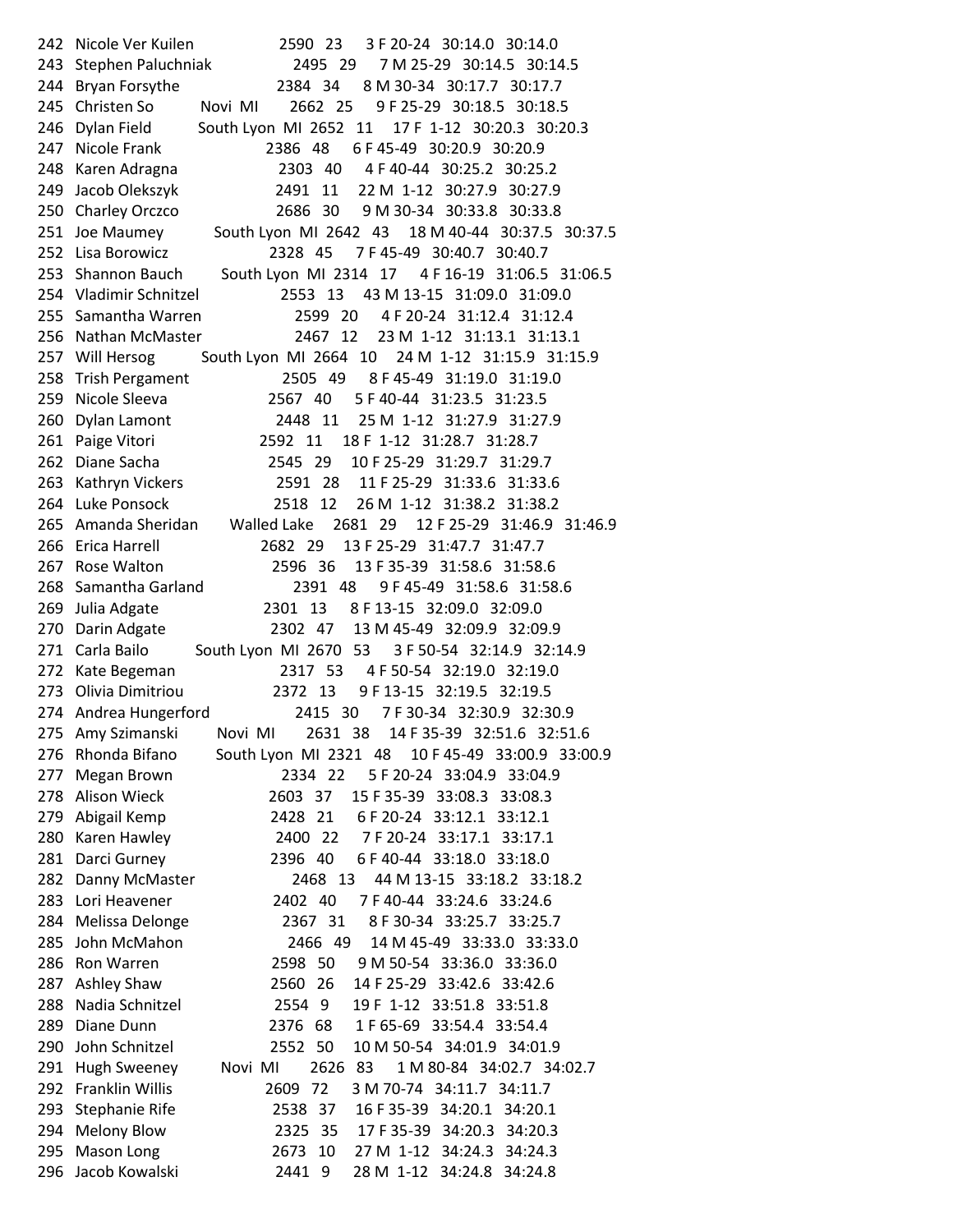| Place | Name | City | Bib | Age | Div Place | Sex | Division | Time | Time |
|---|---|---|---|---|---|---|---|---|---|
| 242 | Nicole Ver Kuilen | | 2590 | 23 | 3 | F | 20-24 | 30:14.0 | 30:14.0 |
| 243 | Stephen Paluchniak | | 2495 | 29 | 7 | M | 25-29 | 30:14.5 | 30:14.5 |
| 244 | Bryan Forsythe | | 2384 | 34 | 8 | M | 30-34 | 30:17.7 | 30:17.7 |
| 245 | Christen So | Novi MI | 2662 | 25 | 9 | F | 25-29 | 30:18.5 | 30:18.5 |
| 246 | Dylan Field | South Lyon MI | 2652 | 11 | 17 | F | 1-12 | 30:20.3 | 30:20.3 |
| 247 | Nicole Frank | | 2386 | 48 | 6 | F | 45-49 | 30:20.9 | 30:20.9 |
| 248 | Karen Adragna | | 2303 | 40 | 4 | F | 40-44 | 30:25.2 | 30:25.2 |
| 249 | Jacob Olekszyk | | 2491 | 11 | 22 | M | 1-12 | 30:27.9 | 30:27.9 |
| 250 | Charley Orczco | | 2686 | 30 | 9 | M | 30-34 | 30:33.8 | 30:33.8 |
| 251 | Joe Maumey | South Lyon MI | 2642 | 43 | 18 | M | 40-44 | 30:37.5 | 30:37.5 |
| 252 | Lisa Borowicz | | 2328 | 45 | 7 | F | 45-49 | 30:40.7 | 30:40.7 |
| 253 | Shannon Bauch | South Lyon MI | 2314 | 17 | 4 | F | 16-19 | 31:06.5 | 31:06.5 |
| 254 | Vladimir Schnitzel | | 2553 | 13 | 43 | M | 13-15 | 31:09.0 | 31:09.0 |
| 255 | Samantha Warren | | 2599 | 20 | 4 | F | 20-24 | 31:12.4 | 31:12.4 |
| 256 | Nathan McMaster | | 2467 | 12 | 23 | M | 1-12 | 31:13.1 | 31:13.1 |
| 257 | Will Hersog | South Lyon MI | 2664 | 10 | 24 | M | 1-12 | 31:15.9 | 31:15.9 |
| 258 | Trish Pergament | | 2505 | 49 | 8 | F | 45-49 | 31:19.0 | 31:19.0 |
| 259 | Nicole Sleeva | | 2567 | 40 | 5 | F | 40-44 | 31:23.5 | 31:23.5 |
| 260 | Dylan Lamont | | 2448 | 11 | 25 | M | 1-12 | 31:27.9 | 31:27.9 |
| 261 | Paige Vitori | | 2592 | 11 | 18 | F | 1-12 | 31:28.7 | 31:28.7 |
| 262 | Diane Sacha | | 2545 | 29 | 10 | F | 25-29 | 31:29.7 | 31:29.7 |
| 263 | Kathryn Vickers | | 2591 | 28 | 11 | F | 25-29 | 31:33.6 | 31:33.6 |
| 264 | Luke Ponsock | | 2518 | 12 | 26 | M | 1-12 | 31:38.2 | 31:38.2 |
| 265 | Amanda Sheridan | Walled Lake | 2681 | 29 | 12 | F | 25-29 | 31:46.9 | 31:46.9 |
| 266 | Erica Harrell | | 2682 | 29 | 13 | F | 25-29 | 31:47.7 | 31:47.7 |
| 267 | Rose Walton | | 2596 | 36 | 13 | F | 35-39 | 31:58.6 | 31:58.6 |
| 268 | Samantha Garland | | 2391 | 48 | 9 | F | 45-49 | 31:58.6 | 31:58.6 |
| 269 | Julia Adgate | | 2301 | 13 | 8 | F | 13-15 | 32:09.0 | 32:09.0 |
| 270 | Darin Adgate | | 2302 | 47 | 13 | M | 45-49 | 32:09.9 | 32:09.9 |
| 271 | Carla Bailo | South Lyon MI | 2670 | 53 | 3 | F | 50-54 | 32:14.9 | 32:14.9 |
| 272 | Kate Begeman | | 2317 | 53 | 4 | F | 50-54 | 32:19.0 | 32:19.0 |
| 273 | Olivia Dimitriou | | 2372 | 13 | 9 | F | 13-15 | 32:19.5 | 32:19.5 |
| 274 | Andrea Hungerford | | 2415 | 30 | 7 | F | 30-34 | 32:30.9 | 32:30.9 |
| 275 | Amy Szimanski | Novi MI | 2631 | 38 | 14 | F | 35-39 | 32:51.6 | 32:51.6 |
| 276 | Rhonda Bifano | South Lyon MI | 2321 | 48 | 10 | F | 45-49 | 33:00.9 | 33:00.9 |
| 277 | Megan Brown | | 2334 | 22 | 5 | F | 20-24 | 33:04.9 | 33:04.9 |
| 278 | Alison Wieck | | 2603 | 37 | 15 | F | 35-39 | 33:08.3 | 33:08.3 |
| 279 | Abigail Kemp | | 2428 | 21 | 6 | F | 20-24 | 33:12.1 | 33:12.1 |
| 280 | Karen Hawley | | 2400 | 22 | 7 | F | 20-24 | 33:17.1 | 33:17.1 |
| 281 | Darci Gurney | | 2396 | 40 | 6 | F | 40-44 | 33:18.0 | 33:18.0 |
| 282 | Danny McMaster | | 2468 | 13 | 44 | M | 13-15 | 33:18.2 | 33:18.2 |
| 283 | Lori Heavener | | 2402 | 40 | 7 | F | 40-44 | 33:24.6 | 33:24.6 |
| 284 | Melissa Delonge | | 2367 | 31 | 8 | F | 30-34 | 33:25.7 | 33:25.7 |
| 285 | John McMahon | | 2466 | 49 | 14 | M | 45-49 | 33:33.0 | 33:33.0 |
| 286 | Ron Warren | | 2598 | 50 | 9 | M | 50-54 | 33:36.0 | 33:36.0 |
| 287 | Ashley Shaw | | 2560 | 26 | 14 | F | 25-29 | 33:42.6 | 33:42.6 |
| 288 | Nadia Schnitzel | | 2554 | 9 | 19 | F | 1-12 | 33:51.8 | 33:51.8 |
| 289 | Diane Dunn | | 2376 | 68 | 1 | F | 65-69 | 33:54.4 | 33:54.4 |
| 290 | John Schnitzel | | 2552 | 50 | 10 | M | 50-54 | 34:01.9 | 34:01.9 |
| 291 | Hugh Sweeney | Novi MI | 2626 | 83 | 1 | M | 80-84 | 34:02.7 | 34:02.7 |
| 292 | Franklin Willis | | 2609 | 72 | 3 | M | 70-74 | 34:11.7 | 34:11.7 |
| 293 | Stephanie Rife | | 2538 | 37 | 16 | F | 35-39 | 34:20.1 | 34:20.1 |
| 294 | Melony Blow | | 2325 | 35 | 17 | F | 35-39 | 34:20.3 | 34:20.3 |
| 295 | Mason Long | | 2673 | 10 | 27 | M | 1-12 | 34:24.3 | 34:24.3 |
| 296 | Jacob Kowalski | | 2441 | 9 | 28 | M | 1-12 | 34:24.8 | 34:24.8 |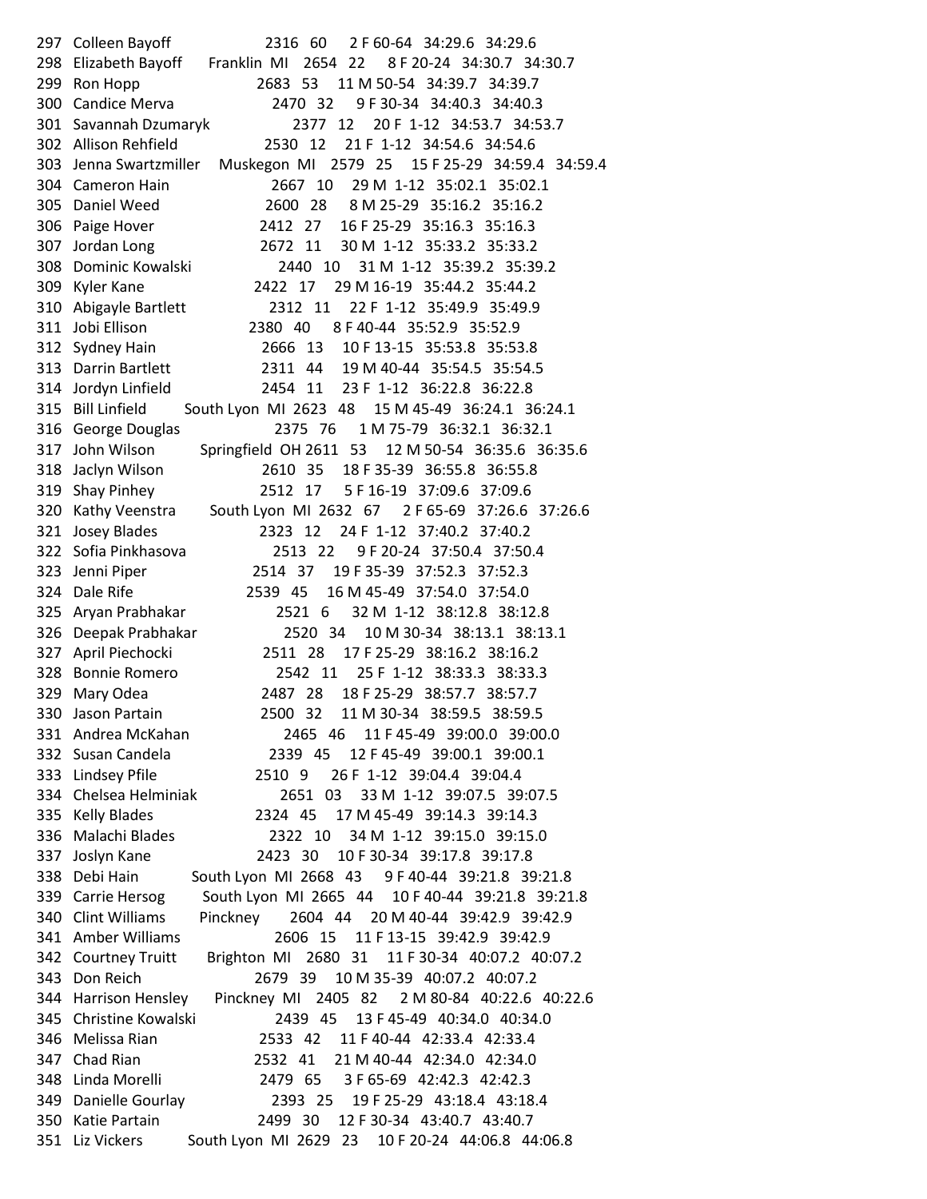297 Colleen Bayoff 2316 60 2 F 60-64 34:29.6 34:29.6
298 Elizabeth Bayoff Franklin MI 2654 22 8 F 20-24 34:30.7 34:30.7
299 Ron Hopp 2683 53 11 M 50-54 34:39.7 34:39.7
300 Candice Merva 2470 32 9 F 30-34 34:40.3 34:40.3
301 Savannah Dzumaryk 2377 12 20 F 1-12 34:53.7 34:53.7
302 Allison Rehfield 2530 12 21 F 1-12 34:54.6 34:54.6
303 Jenna Swartzmiller Muskegon MI 2579 25 15 F 25-29 34:59.4 34:59.4
304 Cameron Hain 2667 10 29 M 1-12 35:02.1 35:02.1
305 Daniel Weed 2600 28 8 M 25-29 35:16.2 35:16.2
306 Paige Hover 2412 27 16 F 25-29 35:16.3 35:16.3
307 Jordan Long 2672 11 30 M 1-12 35:33.2 35:33.2
308 Dominic Kowalski 2440 10 31 M 1-12 35:39.2 35:39.2
309 Kyler Kane 2422 17 29 M 16-19 35:44.2 35:44.2
310 Abigayle Bartlett 2312 11 22 F 1-12 35:49.9 35:49.9
311 Jobi Ellison 2380 40 8 F 40-44 35:52.9 35:52.9
312 Sydney Hain 2666 13 10 F 13-15 35:53.8 35:53.8
313 Darrin Bartlett 2311 44 19 M 40-44 35:54.5 35:54.5
314 Jordyn Linfield 2454 11 23 F 1-12 36:22.8 36:22.8
315 Bill Linfield South Lyon MI 2623 48 15 M 45-49 36:24.1 36:24.1
316 George Douglas 2375 76 1 M 75-79 36:32.1 36:32.1
317 John Wilson Springfield OH 2611 53 12 M 50-54 36:35.6 36:35.6
318 Jaclyn Wilson 2610 35 18 F 35-39 36:55.8 36:55.8
319 Shay Pinhey 2512 17 5 F 16-19 37:09.6 37:09.6
320 Kathy Veenstra South Lyon MI 2632 67 2 F 65-69 37:26.6 37:26.6
321 Josey Blades 2323 12 24 F 1-12 37:40.2 37:40.2
322 Sofia Pinkhasova 2513 22 9 F 20-24 37:50.4 37:50.4
323 Jenni Piper 2514 37 19 F 35-39 37:52.3 37:52.3
324 Dale Rife 2539 45 16 M 45-49 37:54.0 37:54.0
325 Aryan Prabhakar 2521 6 32 M 1-12 38:12.8 38:12.8
326 Deepak Prabhakar 2520 34 10 M 30-34 38:13.1 38:13.1
327 April Piechocki 2511 28 17 F 25-29 38:16.2 38:16.2
328 Bonnie Romero 2542 11 25 F 1-12 38:33.3 38:33.3
329 Mary Odea 2487 28 18 F 25-29 38:57.7 38:57.7
330 Jason Partain 2500 32 11 M 30-34 38:59.5 38:59.5
331 Andrea McKahan 2465 46 11 F 45-49 39:00.0 39:00.0
332 Susan Candela 2339 45 12 F 45-49 39:00.1 39:00.1
333 Lindsey Pfile 2510 9 26 F 1-12 39:04.4 39:04.4
334 Chelsea Helminiak 2651 03 33 M 1-12 39:07.5 39:07.5
335 Kelly Blades 2324 45 17 M 45-49 39:14.3 39:14.3
336 Malachi Blades 2322 10 34 M 1-12 39:15.0 39:15.0
337 Joslyn Kane 2423 30 10 F 30-34 39:17.8 39:17.8
338 Debi Hain South Lyon MI 2668 43 9 F 40-44 39:21.8 39:21.8
339 Carrie Hersog South Lyon MI 2665 44 10 F 40-44 39:21.8 39:21.8
340 Clint Williams Pinckney 2604 44 20 M 40-44 39:42.9 39:42.9
341 Amber Williams 2606 15 11 F 13-15 39:42.9 39:42.9
342 Courtney Truitt Brighton MI 2680 31 11 F 30-34 40:07.2 40:07.2
343 Don Reich 2679 39 10 M 35-39 40:07.2 40:07.2
344 Harrison Hensley Pinckney MI 2405 82 2 M 80-84 40:22.6 40:22.6
345 Christine Kowalski 2439 45 13 F 45-49 40:34.0 40:34.0
346 Melissa Rian 2533 42 11 F 40-44 42:33.4 42:33.4
347 Chad Rian 2532 41 21 M 40-44 42:34.0 42:34.0
348 Linda Morelli 2479 65 3 F 65-69 42:42.3 42:42.3
349 Danielle Gourlay 2393 25 19 F 25-29 43:18.4 43:18.4
350 Katie Partain 2499 30 12 F 30-34 43:40.7 43:40.7
351 Liz Vickers South Lyon MI 2629 23 10 F 20-24 44:06.8 44:06.8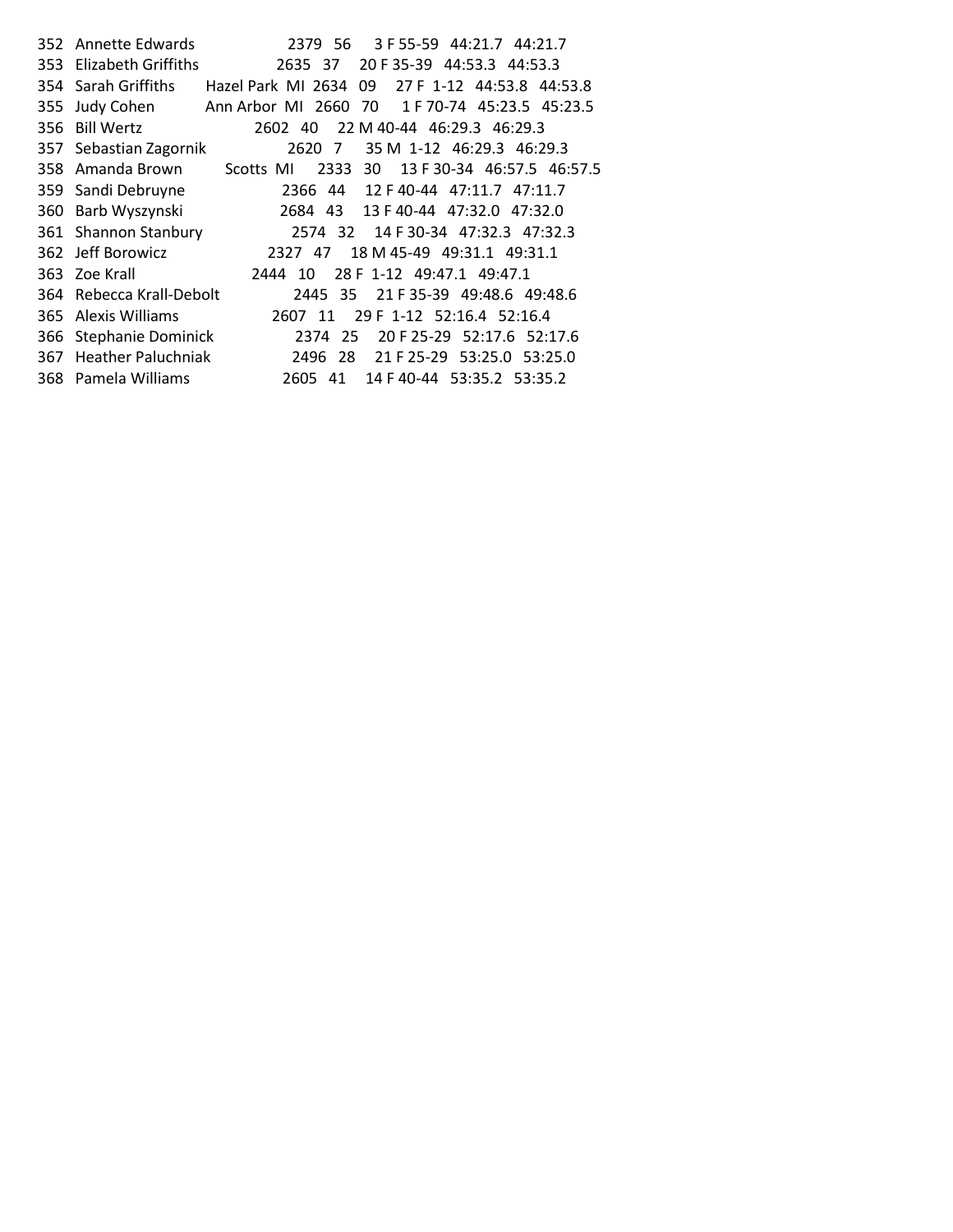| | | | | | | | | | |
|---|---|---|---|---|---|---|---|---|---|
| 352 | Annette Edwards | | 2379 | 56 | 3 | F | 55-59 | 44:21.7 | 44:21.7 |
| 353 | Elizabeth Griffiths | | 2635 | 37 | 20 | F | 35-39 | 44:53.3 | 44:53.3 |
| 354 | Sarah Griffiths | Hazel Park MI | 2634 | 09 | 27 | F | 1-12 | 44:53.8 | 44:53.8 |
| 355 | Judy Cohen | Ann Arbor MI | 2660 | 70 | 1 | F | 70-74 | 45:23.5 | 45:23.5 |
| 356 | Bill Wertz | | 2602 | 40 | 22 | M | 40-44 | 46:29.3 | 46:29.3 |
| 357 | Sebastian Zagornik | | 2620 | 7 | 35 | M | 1-12 | 46:29.3 | 46:29.3 |
| 358 | Amanda Brown | Scotts MI | 2333 | 30 | 13 | F | 30-34 | 46:57.5 | 46:57.5 |
| 359 | Sandi Debruyne | | 2366 | 44 | 12 | F | 40-44 | 47:11.7 | 47:11.7 |
| 360 | Barb Wyszynski | | 2684 | 43 | 13 | F | 40-44 | 47:32.0 | 47:32.0 |
| 361 | Shannon Stanbury | | 2574 | 32 | 14 | F | 30-34 | 47:32.3 | 47:32.3 |
| 362 | Jeff Borowicz | | 2327 | 47 | 18 | M | 45-49 | 49:31.1 | 49:31.1 |
| 363 | Zoe Krall | | 2444 | 10 | 28 | F | 1-12 | 49:47.1 | 49:47.1 |
| 364 | Rebecca Krall-Debolt | | 2445 | 35 | 21 | F | 35-39 | 49:48.6 | 49:48.6 |
| 365 | Alexis Williams | | 2607 | 11 | 29 | F | 1-12 | 52:16.4 | 52:16.4 |
| 366 | Stephanie Dominick | | 2374 | 25 | 20 | F | 25-29 | 52:17.6 | 52:17.6 |
| 367 | Heather Paluchniak | | 2496 | 28 | 21 | F | 25-29 | 53:25.0 | 53:25.0 |
| 368 | Pamela Williams | | 2605 | 41 | 14 | F | 40-44 | 53:35.2 | 53:35.2 |